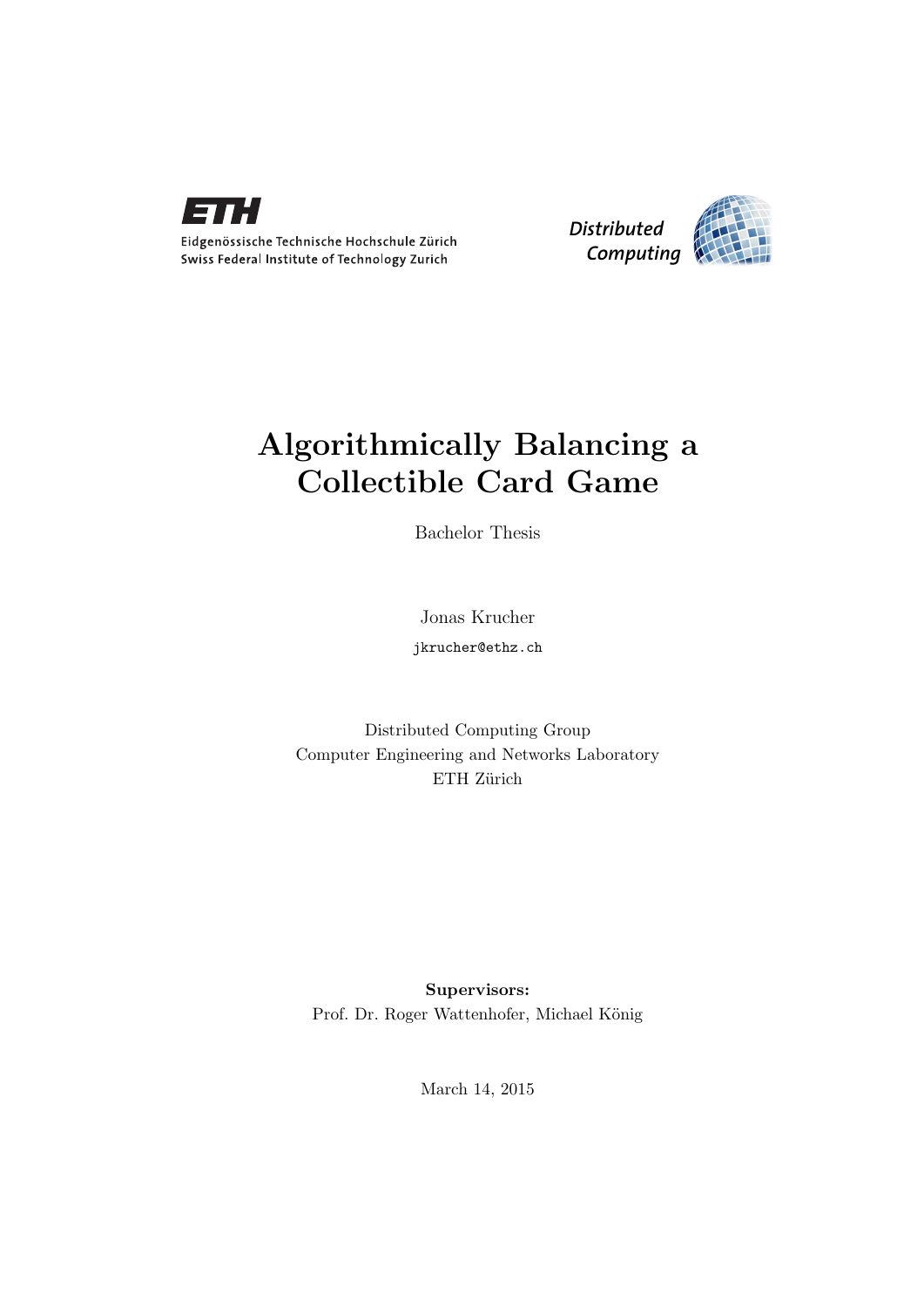Eidgenössische Technische Hochschule Zürich
Swiss Federal Institute of Technology Zurich

Distributed Computing

# Algorithmically Balancing a Collectible Card Game

Bachelor Thesis

Jonas Krucher

jkrucher@ethz.ch

Distributed Computing Group
Computer Engineering and Networks Laboratory
ETH Zürich

**Supervisors:**
Prof. Dr. Roger Wattenhofer, Michael König

March 14, 2015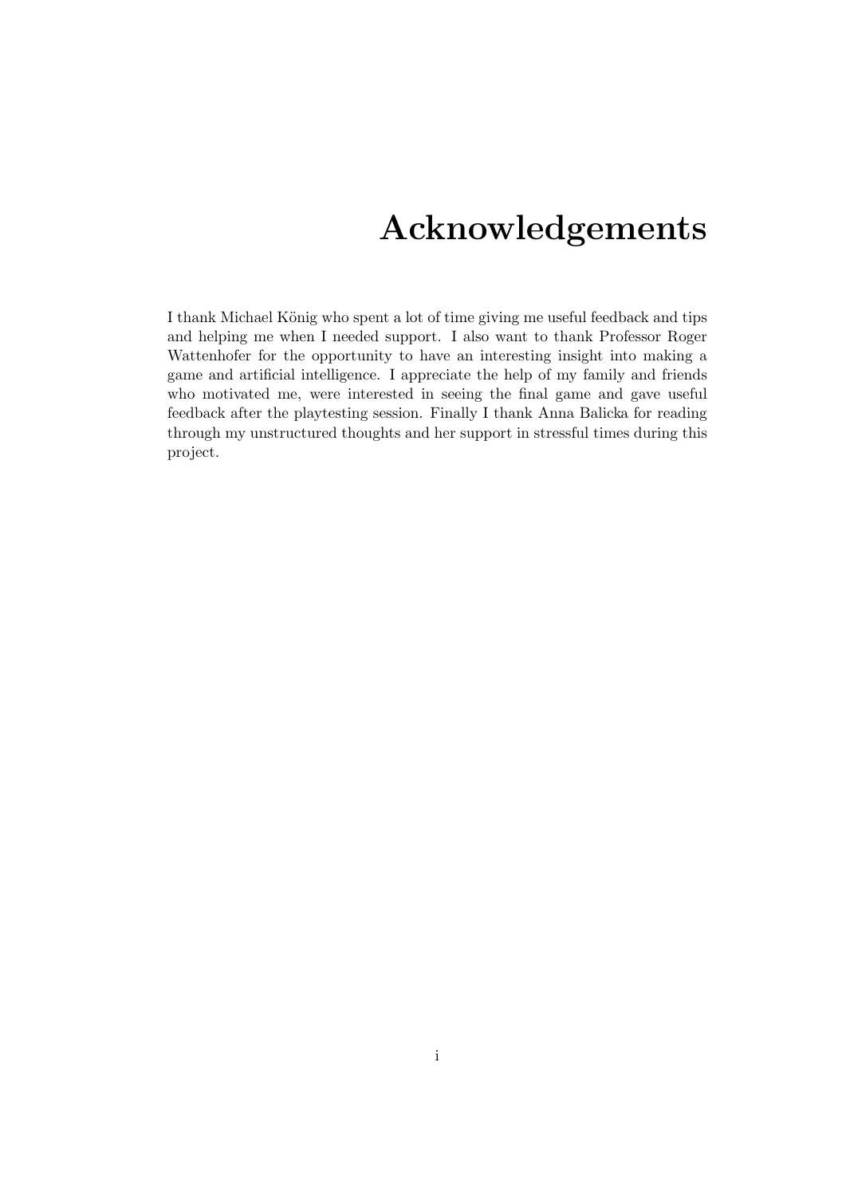# Acknowledgements

I thank Michael König who spent a lot of time giving me useful feedback and tips and helping me when I needed support. I also want to thank Professor Roger Wattenhofer for the opportunity to have an interesting insight into making a game and artificial intelligence. I appreciate the help of my family and friends who motivated me, were interested in seeing the final game and gave useful feedback after the playtesting session. Finally I thank Anna Balicka for reading through my unstructured thoughts and her support in stressful times during this project.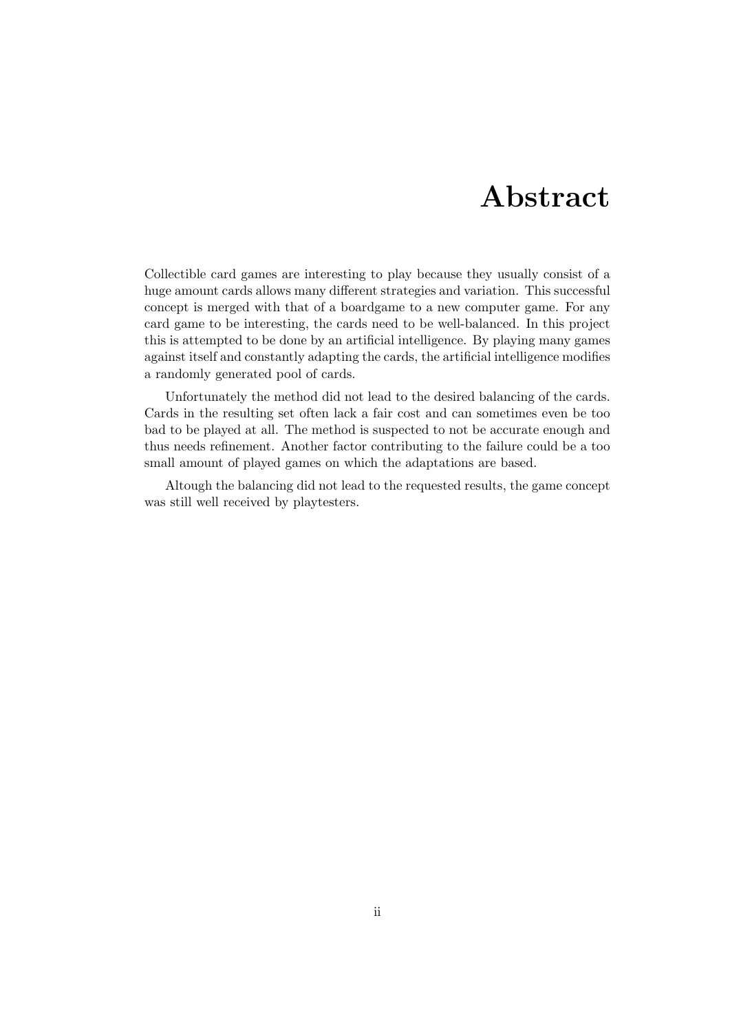# Abstract

Collectible card games are interesting to play because they usually consist of a huge amount cards allows many different strategies and variation. This successful concept is merged with that of a boardgame to a new computer game. For any card game to be interesting, the cards need to be well-balanced. In this project this is attempted to be done by an artificial intelligence. By playing many games against itself and constantly adapting the cards, the artificial intelligence modifies a randomly generated pool of cards.

Unfortunately the method did not lead to the desired balancing of the cards. Cards in the resulting set often lack a fair cost and can sometimes even be too bad to be played at all. The method is suspected to not be accurate enough and thus needs refinement. Another factor contributing to the failure could be a too small amount of played games on which the adaptations are based.

Altough the balancing did not lead to the requested results, the game concept was still well received by playtesters.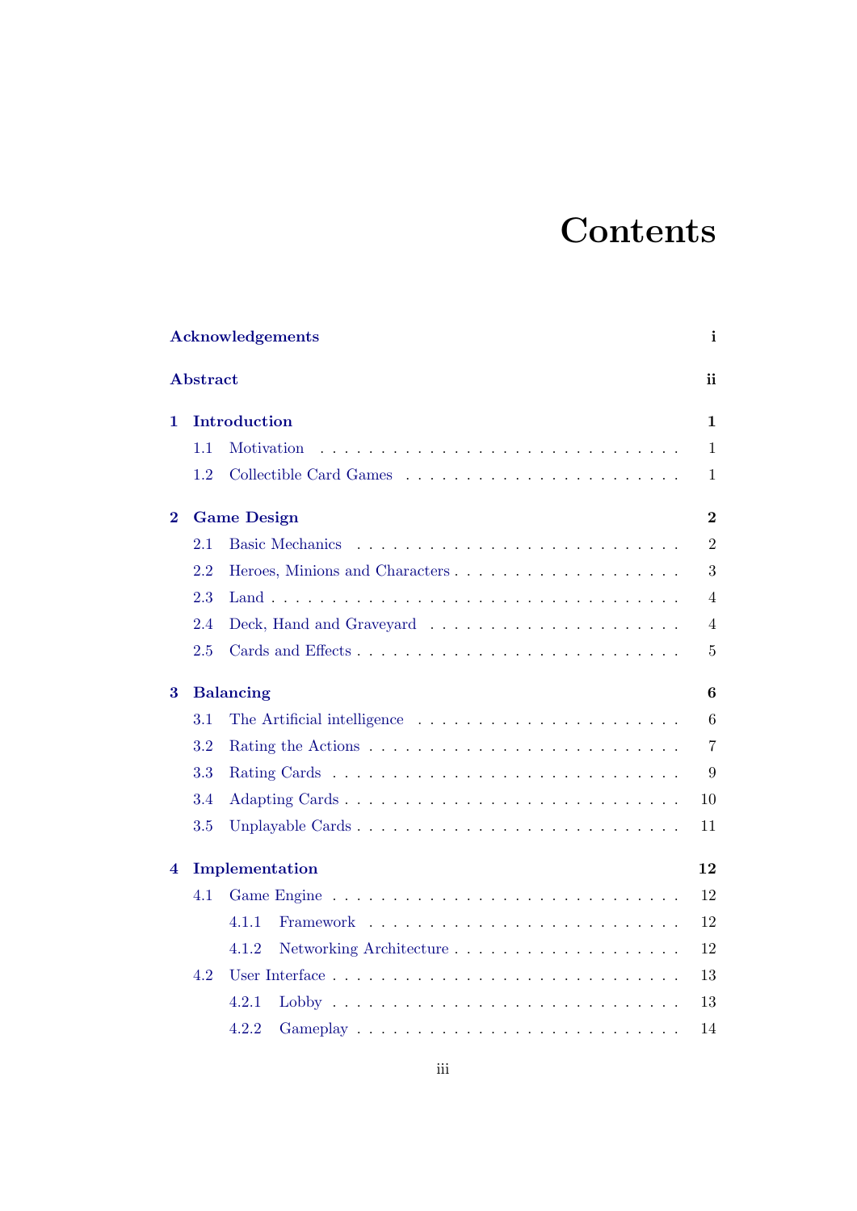# Contents

**Acknowledgements** **i**

**Abstract** **ii**

**1 Introduction** **1**

- 1.1 Motivation . . . . . . . . . . . . . . . . . . . . . . . . . . . . . 1
- 1.2 Collectible Card Games . . . . . . . . . . . . . . . . . . . . . . 1

**2 Game Design** **2**

- 2.1 Basic Mechanics . . . . . . . . . . . . . . . . . . . . . . . . . . 2
- 2.2 Heroes, Minions and Characters . . . . . . . . . . . . . . . . . . 3
- 2.3 Land . . . . . . . . . . . . . . . . . . . . . . . . . . . . . . . . 4
- 2.4 Deck, Hand and Graveyard . . . . . . . . . . . . . . . . . . . . 4
- 2.5 Cards and Effects . . . . . . . . . . . . . . . . . . . . . . . . . 5

**3 Balancing** **6**

- 3.1 The Artificial intelligence . . . . . . . . . . . . . . . . . . . . . 6
- 3.2 Rating the Actions . . . . . . . . . . . . . . . . . . . . . . . . . 7
- 3.3 Rating Cards . . . . . . . . . . . . . . . . . . . . . . . . . . . . 9
- 3.4 Adapting Cards . . . . . . . . . . . . . . . . . . . . . . . . . . . 10
- 3.5 Unplayable Cards . . . . . . . . . . . . . . . . . . . . . . . . . . 11

**4 Implementation** **12**

- 4.1 Game Engine . . . . . . . . . . . . . . . . . . . . . . . . . . . . 12
  - 4.1.1 Framework . . . . . . . . . . . . . . . . . . . . . . . . . 12
  - 4.1.2 Networking Architecture . . . . . . . . . . . . . . . . . . 12
- 4.2 User Interface . . . . . . . . . . . . . . . . . . . . . . . . . . . 13
  - 4.2.1 Lobby . . . . . . . . . . . . . . . . . . . . . . . . . . . . 13
  - 4.2.2 Gameplay . . . . . . . . . . . . . . . . . . . . . . . . . . 14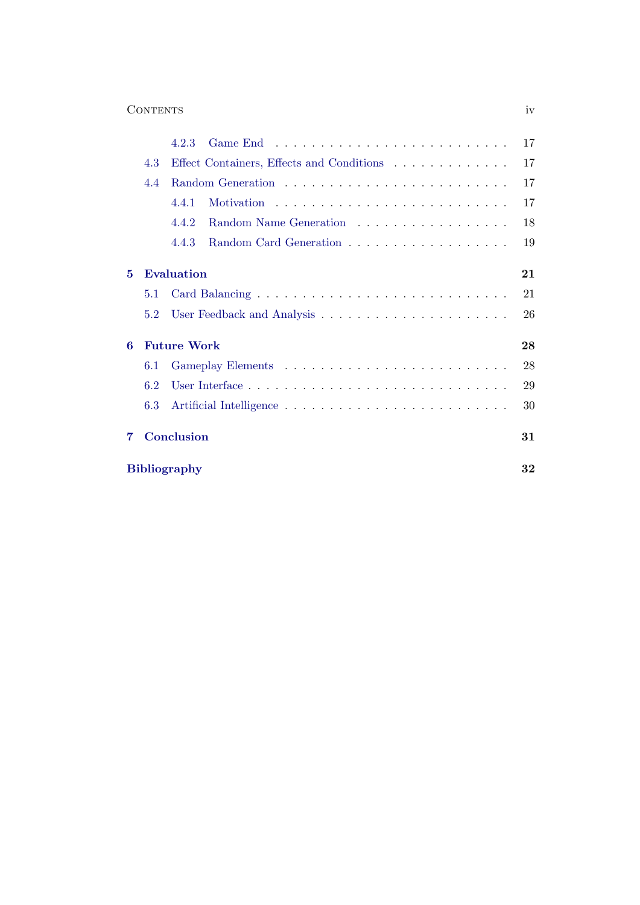- 4.2.3 Game End . . . 17
- 4.3 Effect Containers, Effects and Conditions . . . 17
- 4.4 Random Generation . . . 17
  - 4.4.1 Motivation . . . 17
  - 4.4.2 Random Name Generation . . . 18
  - 4.4.3 Random Card Generation . . . 19

**5 Evaluation** **21**
- 5.1 Card Balancing . . . 21
- 5.2 User Feedback and Analysis . . . 26

**6 Future Work** **28**
- 6.1 Gameplay Elements . . . 28
- 6.2 User Interface . . . 29
- 6.3 Artificial Intelligence . . . 30

**7 Conclusion** **31**

**Bibliography** **32**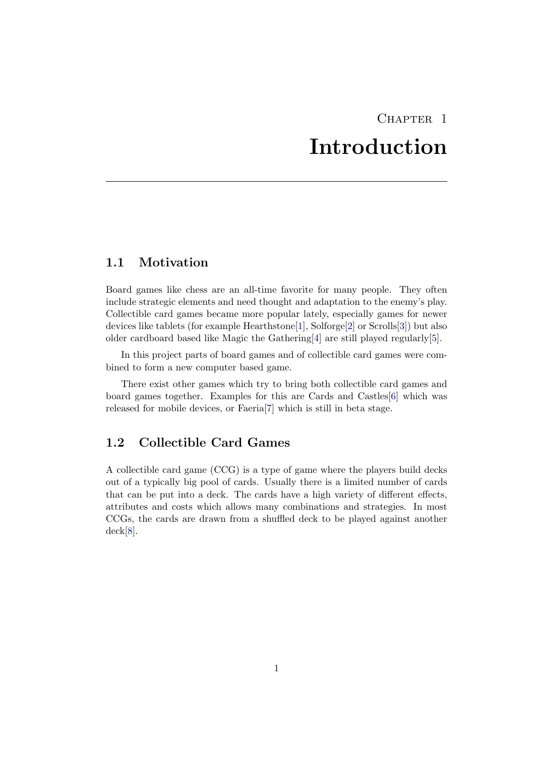# Chapter 1

# Introduction

## 1.1 Motivation

Board games like chess are an all-time favorite for many people. They often include strategic elements and need thought and adaptation to the enemy's play. Collectible card games became more popular lately, especially games for newer devices like tablets (for example Hearthstone[1], Solforge[2] or Scrolls[3]) but also older cardboard based like Magic the Gathering[4] are still played regularly[5].

In this project parts of board games and of collectible card games were combined to form a new computer based game.

There exist other games which try to bring both collectible card games and board games together. Examples for this are Cards and Castles[6] which was released for mobile devices, or Faeria[7] which is still in beta stage.

## 1.2 Collectible Card Games

A collectible card game (CCG) is a type of game where the players build decks out of a typically big pool of cards. Usually there is a limited number of cards that can be put into a deck. The cards have a high variety of different effects, attributes and costs which allows many combinations and strategies. In most CCGs, the cards are drawn from a shuffled deck to be played against another deck[8].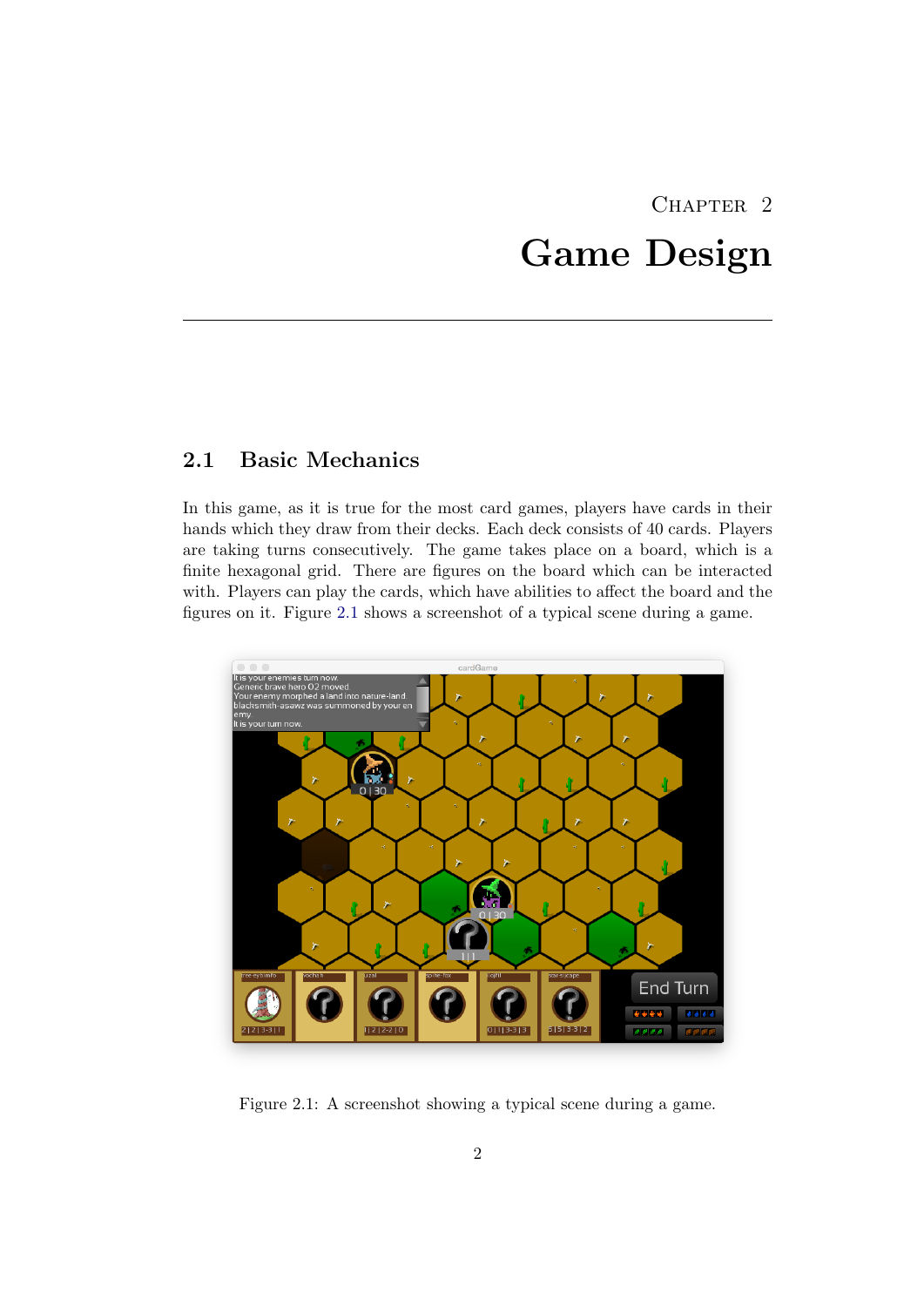# Chapter 2

# Game Design

## 2.1 Basic Mechanics

In this game, as it is true for the most card games, players have cards in their hands which they draw from their decks. Each deck consists of 40 cards. Players are taking turns consecutively. The game takes place on a board, which is a finite hexagonal grid. There are figures on the board which can be interacted with. Players can play the cards, which have abilities to affect the board and the figures on it. Figure 2.1 shows a screenshot of a typical scene during a game.

Figure 2.1: A screenshot showing a typical scene during a game.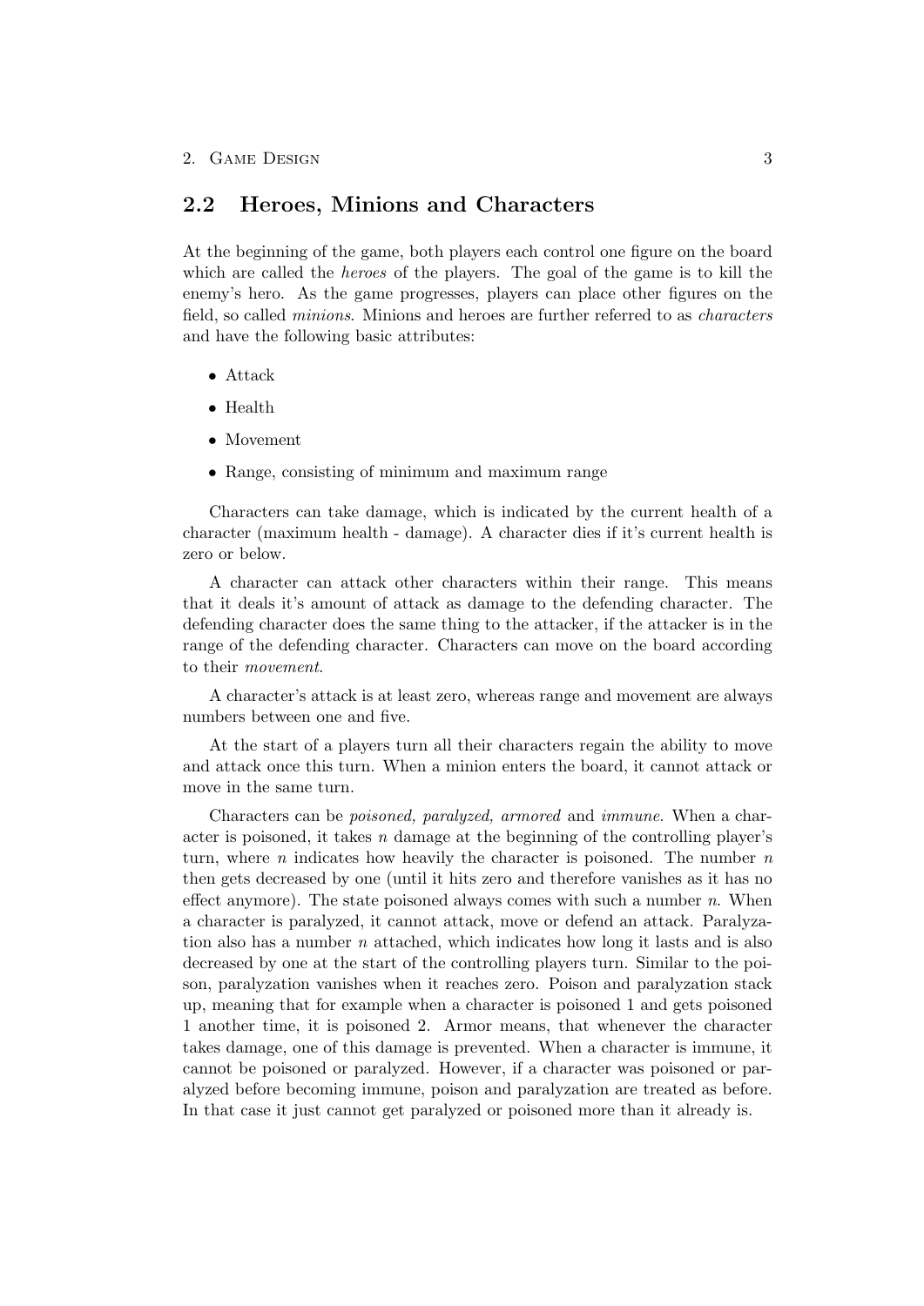## 2.2 Heroes, Minions and Characters

At the beginning of the game, both players each control one figure on the board which are called the *heroes* of the players. The goal of the game is to kill the enemy's hero. As the game progresses, players can place other figures on the field, so called *minions*. Minions and heroes are further referred to as *characters* and have the following basic attributes:

- Attack
- Health
- Movement
- Range, consisting of minimum and maximum range

Characters can take damage, which is indicated by the current health of a character (maximum health - damage). A character dies if it's current health is zero or below.

A character can attack other characters within their range. This means that it deals it's amount of attack as damage to the defending character. The defending character does the same thing to the attacker, if the attacker is in the range of the defending character. Characters can move on the board according to their *movement*.

A character's attack is at least zero, whereas range and movement are always numbers between one and five.

At the start of a players turn all their characters regain the ability to move and attack once this turn. When a minion enters the board, it cannot attack or move in the same turn.

Characters can be *poisoned, paralyzed, armored* and *immune*. When a character is poisoned, it takes $n$ damage at the beginning of the controlling player's turn, where $n$ indicates how heavily the character is poisoned. The number $n$ then gets decreased by one (until it hits zero and therefore vanishes as it has no effect anymore). The state poisoned always comes with such a number $n$. When a character is paralyzed, it cannot attack, move or defend an attack. Paralyzation also has a number $n$ attached, which indicates how long it lasts and is also decreased by one at the start of the controlling players turn. Similar to the poison, paralyzation vanishes when it reaches zero. Poison and paralyzation stack up, meaning that for example when a character is poisoned 1 and gets poisoned 1 another time, it is poisoned 2. Armor means, that whenever the character takes damage, one of this damage is prevented. When a character is immune, it cannot be poisoned or paralyzed. However, if a character was poisoned or paralyzed before becoming immune, poison and paralyzation are treated as before. In that case it just cannot get paralyzed or poisoned more than it already is.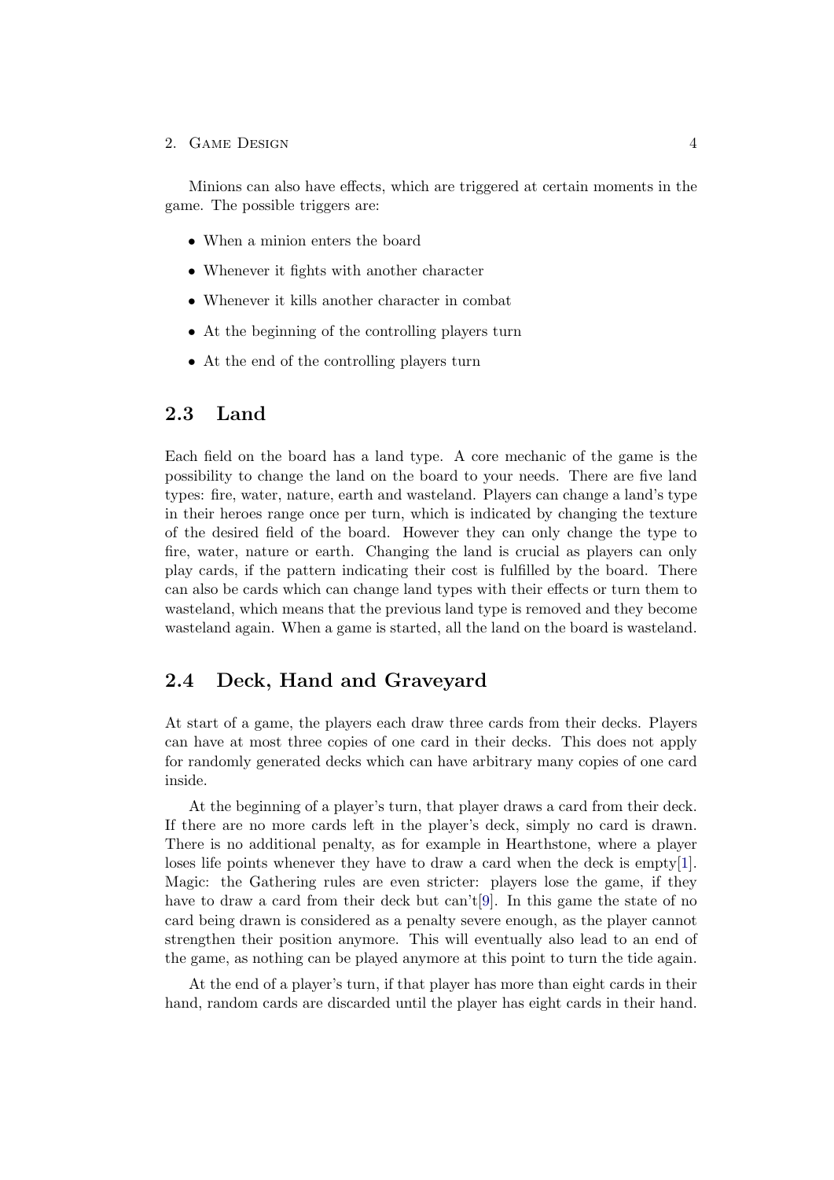Minions can also have effects, which are triggered at certain moments in the game. The possible triggers are:

- When a minion enters the board
- Whenever it fights with another character
- Whenever it kills another character in combat
- At the beginning of the controlling players turn
- At the end of the controlling players turn

## 2.3 Land

Each field on the board has a land type. A core mechanic of the game is the possibility to change the land on the board to your needs. There are five land types: fire, water, nature, earth and wasteland. Players can change a land's type in their heroes range once per turn, which is indicated by changing the texture of the desired field of the board. However they can only change the type to fire, water, nature or earth. Changing the land is crucial as players can only play cards, if the pattern indicating their cost is fulfilled by the board. There can also be cards which can change land types with their effects or turn them to wasteland, which means that the previous land type is removed and they become wasteland again. When a game is started, all the land on the board is wasteland.

## 2.4 Deck, Hand and Graveyard

At start of a game, the players each draw three cards from their decks. Players can have at most three copies of one card in their decks. This does not apply for randomly generated decks which can have arbitrary many copies of one card inside.

At the beginning of a player's turn, that player draws a card from their deck. If there are no more cards left in the player's deck, simply no card is drawn. There is no additional penalty, as for example in Hearthstone, where a player loses life points whenever they have to draw a card when the deck is empty[1]. Magic: the Gathering rules are even stricter: players lose the game, if they have to draw a card from their deck but can't[9]. In this game the state of no card being drawn is considered as a penalty severe enough, as the player cannot strengthen their position anymore. This will eventually also lead to an end of the game, as nothing can be played anymore at this point to turn the tide again.

At the end of a player's turn, if that player has more than eight cards in their hand, random cards are discarded until the player has eight cards in their hand.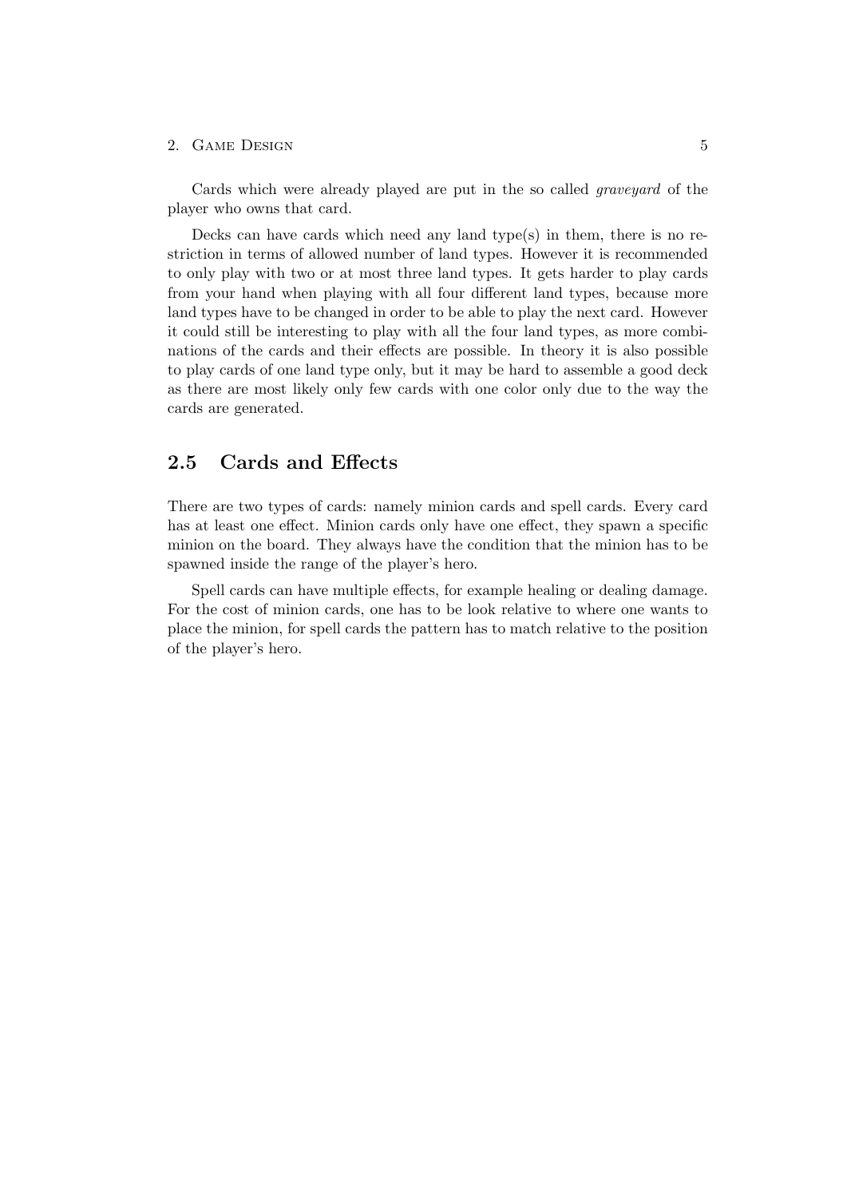Cards which were already played are put in the so called *graveyard* of the player who owns that card.

Decks can have cards which need any land type(s) in them, there is no restriction in terms of allowed number of land types. However it is recommended to only play with two or at most three land types. It gets harder to play cards from your hand when playing with all four different land types, because more land types have to be changed in order to be able to play the next card. However it could still be interesting to play with all the four land types, as more combinations of the cards and their effects are possible. In theory it is also possible to play cards of one land type only, but it may be hard to assemble a good deck as there are most likely only few cards with one color only due to the way the cards are generated.

## 2.5 Cards and Effects

There are two types of cards: namely minion cards and spell cards. Every card has at least one effect. Minion cards only have one effect, they spawn a specific minion on the board. They always have the condition that the minion has to be spawned inside the range of the player's hero.

Spell cards can have multiple effects, for example healing or dealing damage. For the cost of minion cards, one has to be look relative to where one wants to place the minion, for spell cards the pattern has to match relative to the position of the player's hero.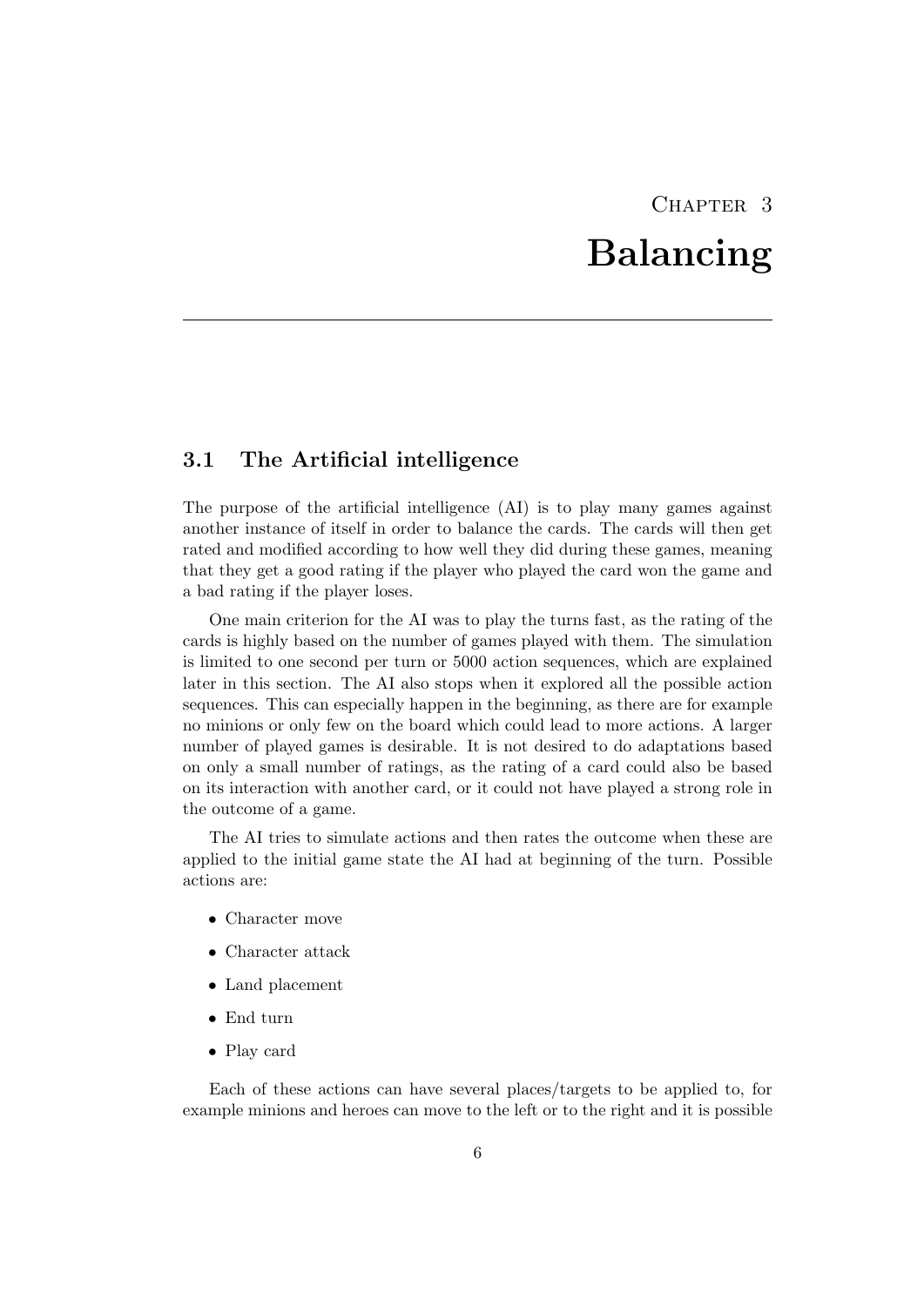# Chapter 3
# Balancing

## 3.1 The Artificial intelligence

The purpose of the artificial intelligence (AI) is to play many games against another instance of itself in order to balance the cards. The cards will then get rated and modified according to how well they did during these games, meaning that they get a good rating if the player who played the card won the game and a bad rating if the player loses.

One main criterion for the AI was to play the turns fast, as the rating of the cards is highly based on the number of games played with them. The simulation is limited to one second per turn or 5000 action sequences, which are explained later in this section. The AI also stops when it explored all the possible action sequences. This can especially happen in the beginning, as there are for example no minions or only few on the board which could lead to more actions. A larger number of played games is desirable. It is not desired to do adaptations based on only a small number of ratings, as the rating of a card could also be based on its interaction with another card, or it could not have played a strong role in the outcome of a game.

The AI tries to simulate actions and then rates the outcome when these are applied to the initial game state the AI had at beginning of the turn. Possible actions are:

- Character move
- Character attack
- Land placement
- End turn
- Play card

Each of these actions can have several places/targets to be applied to, for example minions and heroes can move to the left or to the right and it is possible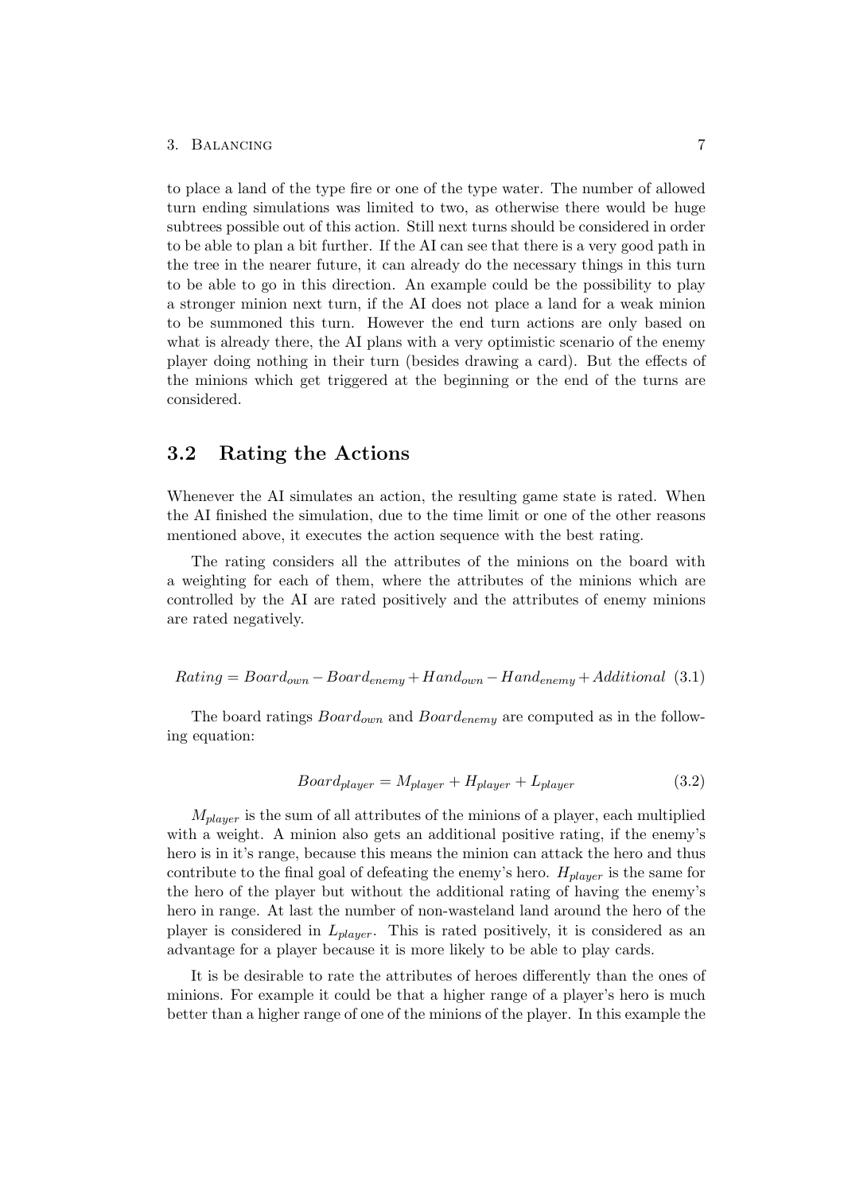to place a land of the type fire or one of the type water. The number of allowed turn ending simulations was limited to two, as otherwise there would be huge subtrees possible out of this action. Still next turns should be considered in order to be able to plan a bit further. If the AI can see that there is a very good path in the tree in the nearer future, it can already do the necessary things in this turn to be able to go in this direction. An example could be the possibility to play a stronger minion next turn, if the AI does not place a land for a weak minion to be summoned this turn. However the end turn actions are only based on what is already there, the AI plans with a very optimistic scenario of the enemy player doing nothing in their turn (besides drawing a card). But the effects of the minions which get triggered at the beginning or the end of the turns are considered.

## 3.2 Rating the Actions

Whenever the AI simulates an action, the resulting game state is rated. When the AI finished the simulation, due to the time limit or one of the other reasons mentioned above, it executes the action sequence with the best rating.

The rating considers all the attributes of the minions on the board with a weighting for each of them, where the attributes of the minions which are controlled by the AI are rated positively and the attributes of enemy minions are rated negatively.

$$Rating = Board_{own} - Board_{enemy} + Hand_{own} - Hand_{enemy} + Additional \quad (3.1)$$

The board ratings $Board_{own}$ and $Board_{enemy}$ are computed as in the following equation:

$$Board_{player} = M_{player} + H_{player} + L_{player} \quad (3.2)$$

$M_{player}$ is the sum of all attributes of the minions of a player, each multiplied with a weight. A minion also gets an additional positive rating, if the enemy's hero is in it's range, because this means the minion can attack the hero and thus contribute to the final goal of defeating the enemy's hero. $H_{player}$ is the same for the hero of the player but without the additional rating of having the enemy's hero in range. At last the number of non-wasteland land around the hero of the player is considered in $L_{player}$. This is rated positively, it is considered as an advantage for a player because it is more likely to be able to play cards.

It is be desirable to rate the attributes of heroes differently than the ones of minions. For example it could be that a higher range of a player's hero is much better than a higher range of one of the minions of the player. In this example the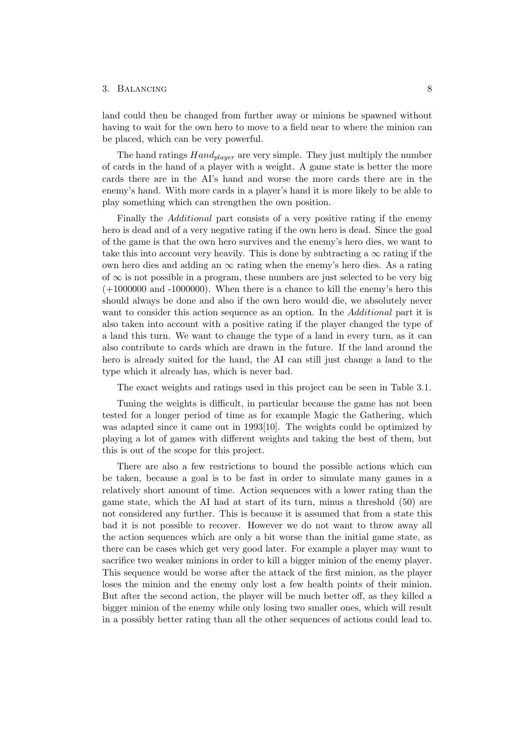land could then be changed from further away or minions be spawned without having to wait for the own hero to move to a field near to where the minion can be placed, which can be very powerful.

The hand ratings $Hand_{player}$ are very simple. They just multiply the number of cards in the hand of a player with a weight. A game state is better the more cards there are in the AI's hand and worse the more cards there are in the enemy's hand. With more cards in a player's hand it is more likely to be able to play something which can strengthen the own position.

Finally the *Additional* part consists of a very positive rating if the enemy hero is dead and of a very negative rating if the own hero is dead. Since the goal of the game is that the own hero survives and the enemy's hero dies, we want to take this into account very heavily. This is done by subtracting a $\infty$ rating if the own hero dies and adding an $\infty$ rating when the enemy's hero dies. As a rating of $\infty$ is not possible in a program, these numbers are just selected to be very big (+1000000 and -1000000). When there is a chance to kill the enemy's hero this should always be done and also if the own hero would die, we absolutely never want to consider this action sequence as an option. In the *Additional* part it is also taken into account with a positive rating if the player changed the type of a land this turn. We want to change the type of a land in every turn, as it can also contribute to cards which are drawn in the future. If the land around the hero is already suited for the hand, the AI can still just change a land to the type which it already has, which is never bad.

The exact weights and ratings used in this project can be seen in Table 3.1.

Tuning the weights is difficult, in particular because the game has not been tested for a longer period of time as for example Magic the Gathering, which was adapted since it came out in 1993[10]. The weights could be optimized by playing a lot of games with different weights and taking the best of them, but this is out of the scope for this project.

There are also a few restrictions to bound the possible actions which can be taken, because a goal is to be fast in order to simulate many games in a relatively short amount of time. Action sequences with a lower rating than the game state, which the AI had at start of its turn, minus a threshold (50) are not considered any further. This is because it is assumed that from a state this bad it is not possible to recover. However we do not want to throw away all the action sequences which are only a bit worse than the initial game state, as there can be cases which get very good later. For example a player may want to sacrifice two weaker minions in order to kill a bigger minion of the enemy player. This sequence would be worse after the attack of the first minion, as the player loses the minion and the enemy only lost a few health points of their minion. But after the second action, the player will be much better off, as they killed a bigger minion of the enemy while only losing two smaller ones, which will result in a possibly better rating than all the other sequences of actions could lead to.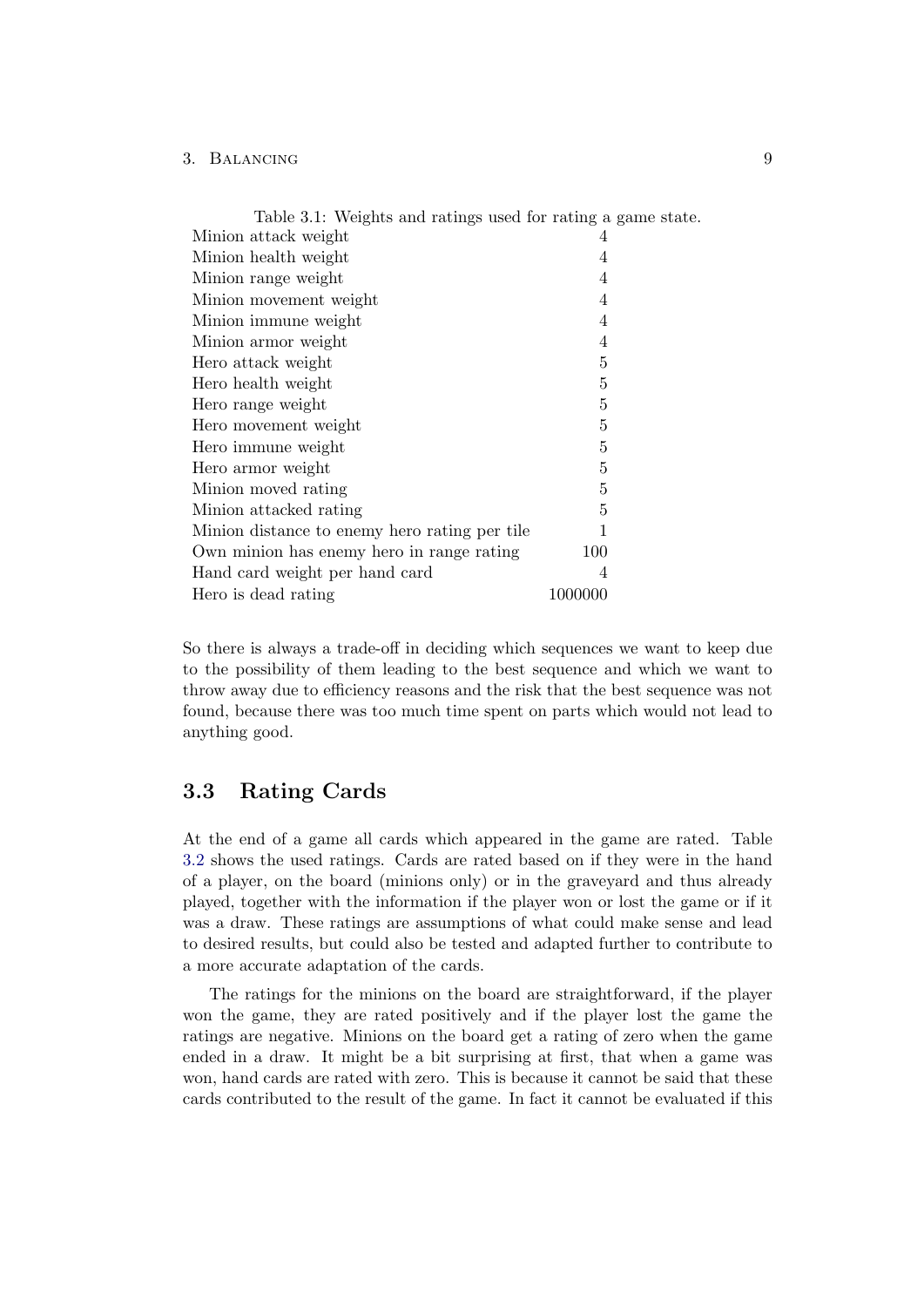Table 3.1: Weights and ratings used for rating a game state.

| | |
|---|---|
| Minion attack weight | 4 |
| Minion health weight | 4 |
| Minion range weight | 4 |
| Minion movement weight | 4 |
| Minion immune weight | 4 |
| Minion armor weight | 4 |
| Hero attack weight | 5 |
| Hero health weight | 5 |
| Hero range weight | 5 |
| Hero movement weight | 5 |
| Hero immune weight | 5 |
| Hero armor weight | 5 |
| Minion moved rating | 5 |
| Minion attacked rating | 5 |
| Minion distance to enemy hero rating per tile | 1 |
| Own minion has enemy hero in range rating | 100 |
| Hand card weight per hand card | 4 |
| Hero is dead rating | 1000000 |

So there is always a trade-off in deciding which sequences we want to keep due to the possibility of them leading to the best sequence and which we want to throw away due to efficiency reasons and the risk that the best sequence was not found, because there was too much time spent on parts which would not lead to anything good.

## 3.3 Rating Cards

At the end of a game all cards which appeared in the game are rated. Table 3.2 shows the used ratings. Cards are rated based on if they were in the hand of a player, on the board (minions only) or in the graveyard and thus already played, together with the information if the player won or lost the game or if it was a draw. These ratings are assumptions of what could make sense and lead to desired results, but could also be tested and adapted further to contribute to a more accurate adaptation of the cards.

The ratings for the minions on the board are straightforward, if the player won the game, they are rated positively and if the player lost the game the ratings are negative. Minions on the board get a rating of zero when the game ended in a draw. It might be a bit surprising at first, that when a game was won, hand cards are rated with zero. This is because it cannot be said that these cards contributed to the result of the game. In fact it cannot be evaluated if this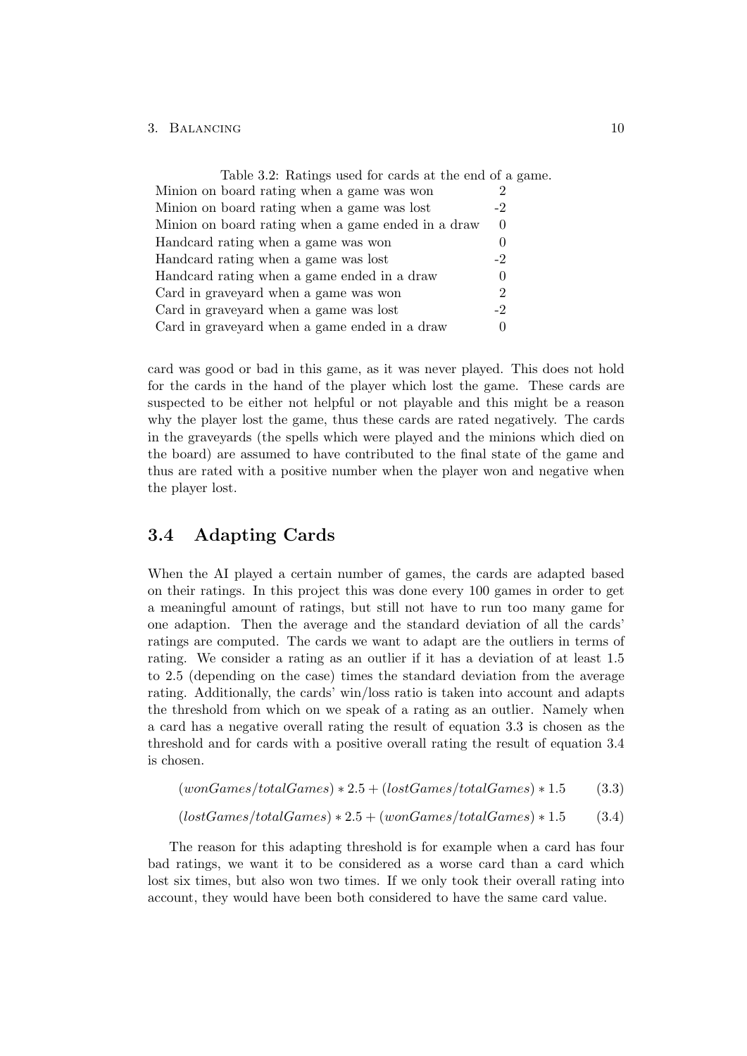Table 3.2: Ratings used for cards at the end of a game.

| | |
|---|---|
| Minion on board rating when a game was won | 2 |
| Minion on board rating when a game was lost | -2 |
| Minion on board rating when a game ended in a draw | 0 |
| Handcard rating when a game was won | 0 |
| Handcard rating when a game was lost | -2 |
| Handcard rating when a game ended in a draw | 0 |
| Card in graveyard when a game was won | 2 |
| Card in graveyard when a game was lost | -2 |
| Card in graveyard when a game ended in a draw | 0 |

card was good or bad in this game, as it was never played. This does not hold for the cards in the hand of the player which lost the game. These cards are suspected to be either not helpful or not playable and this might be a reason why the player lost the game, thus these cards are rated negatively. The cards in the graveyards (the spells which were played and the minions which died on the board) are assumed to have contributed to the final state of the game and thus are rated with a positive number when the player won and negative when the player lost.

## 3.4 Adapting Cards

When the AI played a certain number of games, the cards are adapted based on their ratings. In this project this was done every 100 games in order to get a meaningful amount of ratings, but still not have to run too many game for one adaption. Then the average and the standard deviation of all the cards' ratings are computed. The cards we want to adapt are the outliers in terms of rating. We consider a rating as an outlier if it has a deviation of at least 1.5 to 2.5 (depending on the case) times the standard deviation from the average rating. Additionally, the cards' win/loss ratio is taken into account and adapts the threshold from which on we speak of a rating as an outlier. Namely when a card has a negative overall rating the result of equation 3.3 is chosen as the threshold and for cards with a positive overall rating the result of equation 3.4 is chosen.

$$(wonGames/totalGames) * 2.5 + (lostGames/totalGames) * 1.5 \tag{3.3}$$

$$(lostGames/totalGames) * 2.5 + (wonGames/totalGames) * 1.5 \tag{3.4}$$

The reason for this adapting threshold is for example when a card has four bad ratings, we want it to be considered as a worse card than a card which lost six times, but also won two times. If we only took their overall rating into account, they would have been both considered to have the same card value.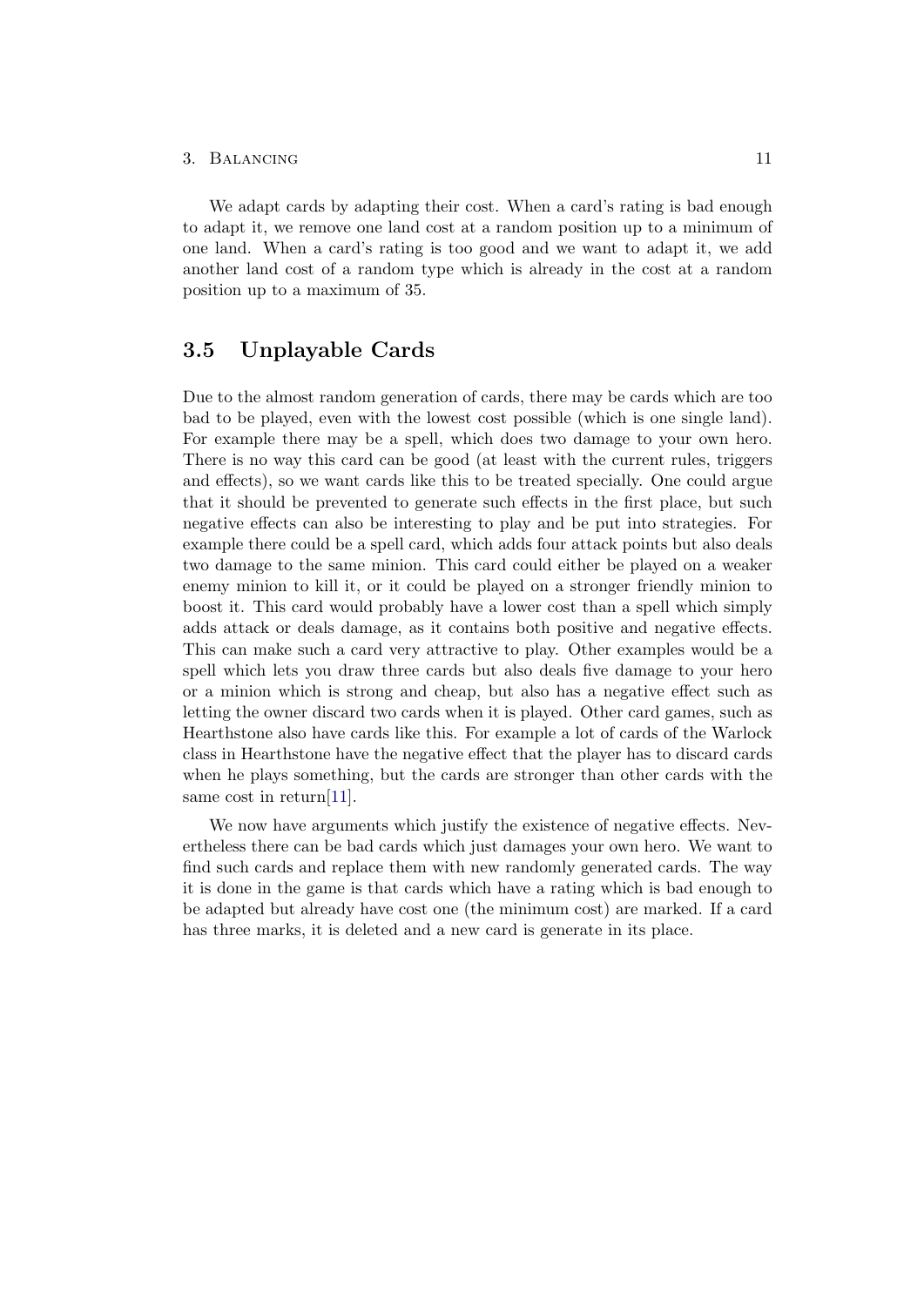We adapt cards by adapting their cost. When a card's rating is bad enough to adapt it, we remove one land cost at a random position up to a minimum of one land. When a card's rating is too good and we want to adapt it, we add another land cost of a random type which is already in the cost at a random position up to a maximum of 35.

## 3.5 Unplayable Cards

Due to the almost random generation of cards, there may be cards which are too bad to be played, even with the lowest cost possible (which is one single land). For example there may be a spell, which does two damage to your own hero. There is no way this card can be good (at least with the current rules, triggers and effects), so we want cards like this to be treated specially. One could argue that it should be prevented to generate such effects in the first place, but such negative effects can also be interesting to play and be put into strategies. For example there could be a spell card, which adds four attack points but also deals two damage to the same minion. This card could either be played on a weaker enemy minion to kill it, or it could be played on a stronger friendly minion to boost it. This card would probably have a lower cost than a spell which simply adds attack or deals damage, as it contains both positive and negative effects. This can make such a card very attractive to play. Other examples would be a spell which lets you draw three cards but also deals five damage to your hero or a minion which is strong and cheap, but also has a negative effect such as letting the owner discard two cards when it is played. Other card games, such as Hearthstone also have cards like this. For example a lot of cards of the Warlock class in Hearthstone have the negative effect that the player has to discard cards when he plays something, but the cards are stronger than other cards with the same cost in return[11].

We now have arguments which justify the existence of negative effects. Nevertheless there can be bad cards which just damages your own hero. We want to find such cards and replace them with new randomly generated cards. The way it is done in the game is that cards which have a rating which is bad enough to be adapted but already have cost one (the minimum cost) are marked. If a card has three marks, it is deleted and a new card is generate in its place.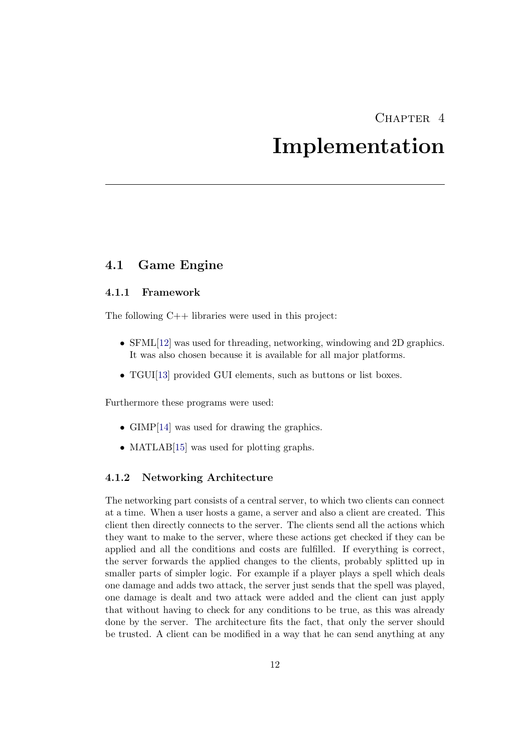Chapter 4

# Implementation

## 4.1 Game Engine

### 4.1.1 Framework

The following C++ libraries were used in this project:

- SFML[12] was used for threading, networking, windowing and 2D graphics. It was also chosen because it is available for all major platforms.
- TGUI[13] provided GUI elements, such as buttons or list boxes.

Furthermore these programs were used:

- GIMP[14] was used for drawing the graphics.
- MATLAB[15] was used for plotting graphs.

### 4.1.2 Networking Architecture

The networking part consists of a central server, to which two clients can connect at a time. When a user hosts a game, a server and also a client are created. This client then directly connects to the server. The clients send all the actions which they want to make to the server, where these actions get checked if they can be applied and all the conditions and costs are fulfilled. If everything is correct, the server forwards the applied changes to the clients, probably splitted up in smaller parts of simpler logic. For example if a player plays a spell which deals one damage and adds two attack, the server just sends that the spell was played, one damage is dealt and two attack were added and the client can just apply that without having to check for any conditions to be true, as this was already done by the server. The architecture fits the fact, that only the server should be trusted. A client can be modified in a way that he can send anything at any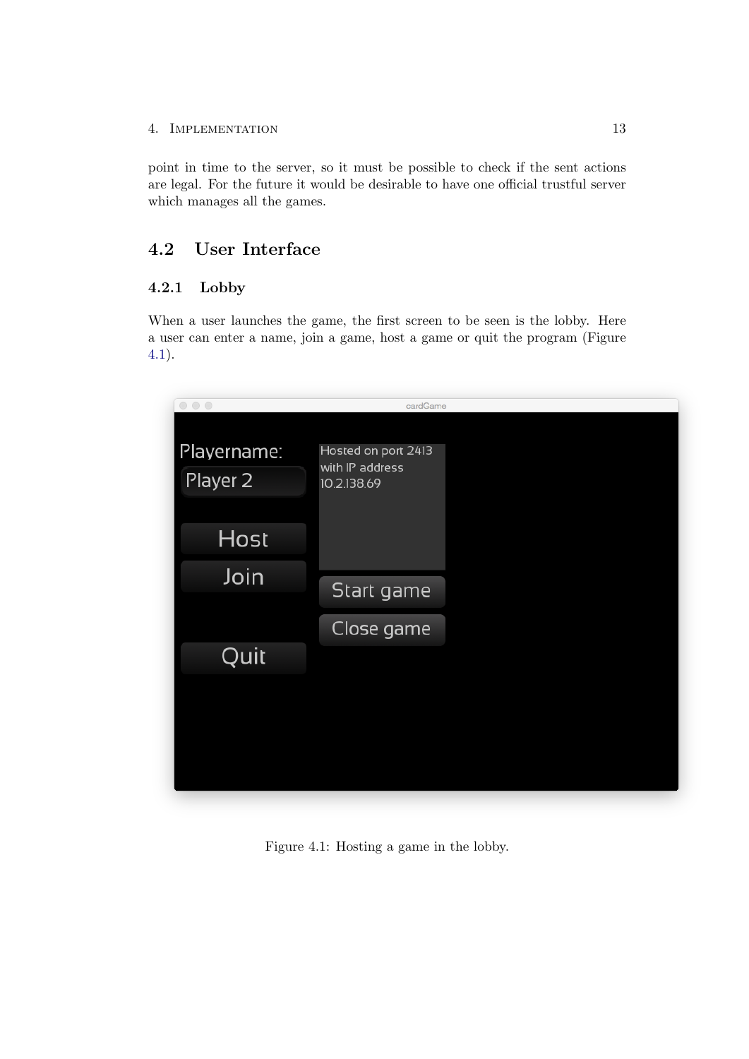point in time to the server, so it must be possible to check if the sent actions are legal. For the future it would be desirable to have one official trustful server which manages all the games.

## 4.2 User Interface

### 4.2.1 Lobby

When a user launches the game, the first screen to be seen is the lobby. Here a user can enter a name, join a game, host a game or quit the program (Figure 4.1).

Figure 4.1: Hosting a game in the lobby.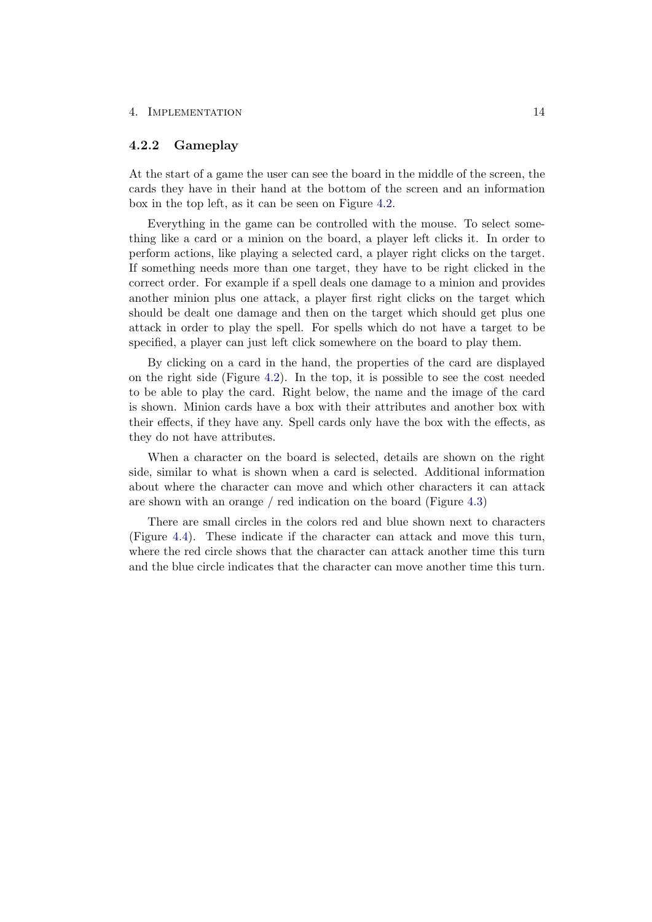### 4.2.2 Gameplay

At the start of a game the user can see the board in the middle of the screen, the cards they have in their hand at the bottom of the screen and an information box in the top left, as it can be seen on Figure 4.2.

Everything in the game can be controlled with the mouse. To select something like a card or a minion on the board, a player left clicks it. In order to perform actions, like playing a selected card, a player right clicks on the target. If something needs more than one target, they have to be right clicked in the correct order. For example if a spell deals one damage to a minion and provides another minion plus one attack, a player first right clicks on the target which should be dealt one damage and then on the target which should get plus one attack in order to play the spell. For spells which do not have a target to be specified, a player can just left click somewhere on the board to play them.

By clicking on a card in the hand, the properties of the card are displayed on the right side (Figure 4.2). In the top, it is possible to see the cost needed to be able to play the card. Right below, the name and the image of the card is shown. Minion cards have a box with their attributes and another box with their effects, if they have any. Spell cards only have the box with the effects, as they do not have attributes.

When a character on the board is selected, details are shown on the right side, similar to what is shown when a card is selected. Additional information about where the character can move and which other characters it can attack are shown with an orange / red indication on the board (Figure 4.3)

There are small circles in the colors red and blue shown next to characters (Figure 4.4). These indicate if the character can attack and move this turn, where the red circle shows that the character can attack another time this turn and the blue circle indicates that the character can move another time this turn.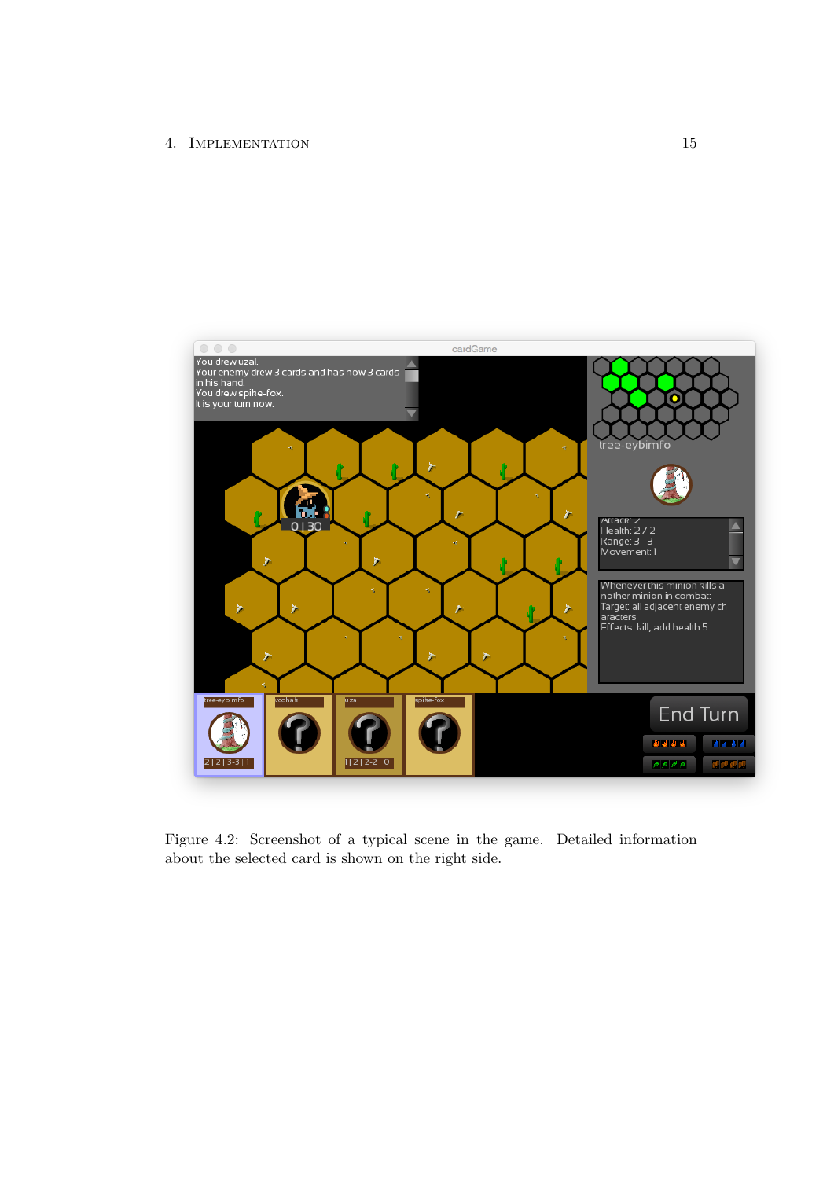Figure 4.2: Screenshot of a typical scene in the game. Detailed information about the selected card is shown on the right side.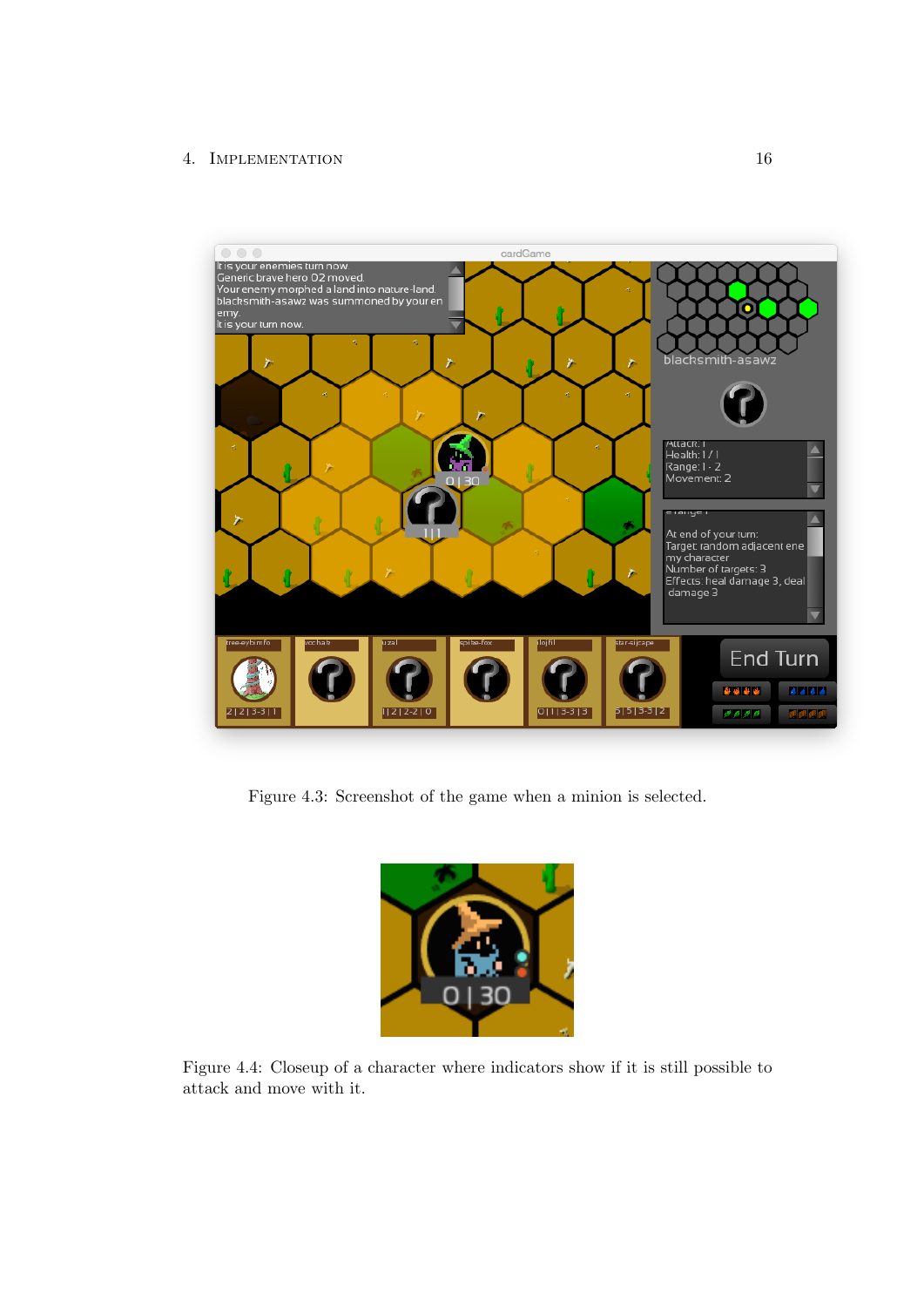Figure 4.3: Screenshot of the game when a minion is selected.

Figure 4.4: Closeup of a character where indicators show if it is still possible to attack and move with it.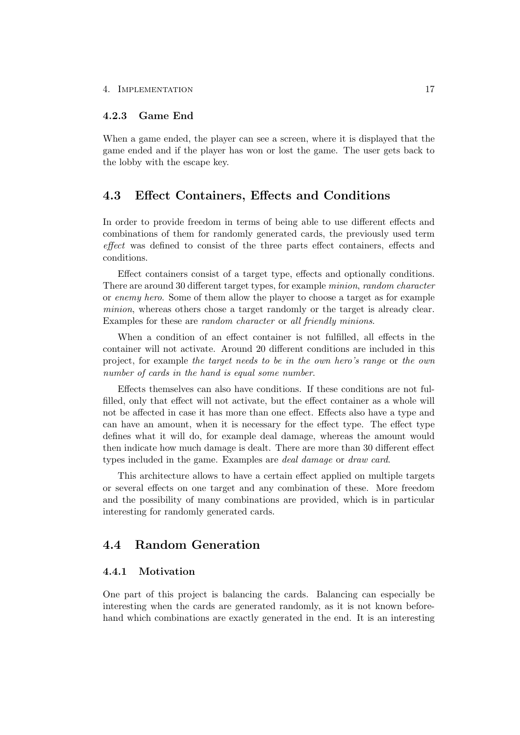### 4.2.3 Game End

When a game ended, the player can see a screen, where it is displayed that the game ended and if the player has won or lost the game. The user gets back to the lobby with the escape key.

## 4.3 Effect Containers, Effects and Conditions

In order to provide freedom in terms of being able to use different effects and combinations of them for randomly generated cards, the previously used term *effect* was defined to consist of the three parts effect containers, effects and conditions.

Effect containers consist of a target type, effects and optionally conditions. There are around 30 different target types, for example *minion*, *random character* or *enemy hero*. Some of them allow the player to choose a target as for example *minion*, whereas others chose a target randomly or the target is already clear. Examples for these are *random character* or *all friendly minions*.

When a condition of an effect container is not fulfilled, all effects in the container will not activate. Around 20 different conditions are included in this project, for example *the target needs to be in the own hero's range* or *the own number of cards in the hand is equal some number*.

Effects themselves can also have conditions. If these conditions are not fulfilled, only that effect will not activate, but the effect container as a whole will not be affected in case it has more than one effect. Effects also have a type and can have an amount, when it is necessary for the effect type. The effect type defines what it will do, for example deal damage, whereas the amount would then indicate how much damage is dealt. There are more than 30 different effect types included in the game. Examples are *deal damage* or *draw card*.

This architecture allows to have a certain effect applied on multiple targets or several effects on one target and any combination of these. More freedom and the possibility of many combinations are provided, which is in particular interesting for randomly generated cards.

## 4.4 Random Generation

### 4.4.1 Motivation

One part of this project is balancing the cards. Balancing can especially be interesting when the cards are generated randomly, as it is not known beforehand which combinations are exactly generated in the end. It is an interesting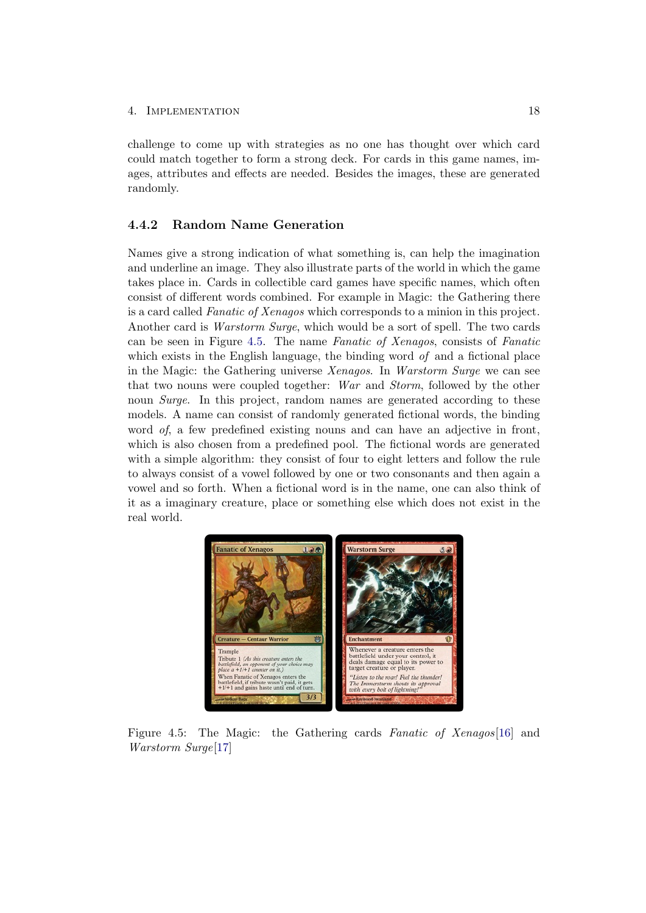challenge to come up with strategies as no one has thought over which card could match together to form a strong deck. For cards in this game names, images, attributes and effects are needed. Besides the images, these are generated randomly.

### 4.4.2 Random Name Generation

Names give a strong indication of what something is, can help the imagination and underline an image. They also illustrate parts of the world in which the game takes place in. Cards in collectible card games have specific names, which often consist of different words combined. For example in Magic: the Gathering there is a card called *Fanatic of Xenagos* which corresponds to a minion in this project. Another card is *Warstorm Surge*, which would be a sort of spell. The two cards can be seen in Figure 4.5. The name *Fanatic of Xenagos*, consists of *Fanatic* which exists in the English language, the binding word *of* and a fictional place in the Magic: the Gathering universe *Xenagos*. In *Warstorm Surge* we can see that two nouns were coupled together: *War* and *Storm*, followed by the other noun *Surge*. In this project, random names are generated according to these models. A name can consist of randomly generated fictional words, the binding word *of*, a few predefined existing nouns and can have an adjective in front, which is also chosen from a predefined pool. The fictional words are generated with a simple algorithm: they consist of four to eight letters and follow the rule to always consist of a vowel followed by one or two consonants and then again a vowel and so forth. When a fictional word is in the name, one can also think of it as a imaginary creature, place or something else which does not exist in the real world.

Figure 4.5: The Magic: the Gathering cards *Fanatic of Xenagos*[16] and *Warstorm Surge*[17]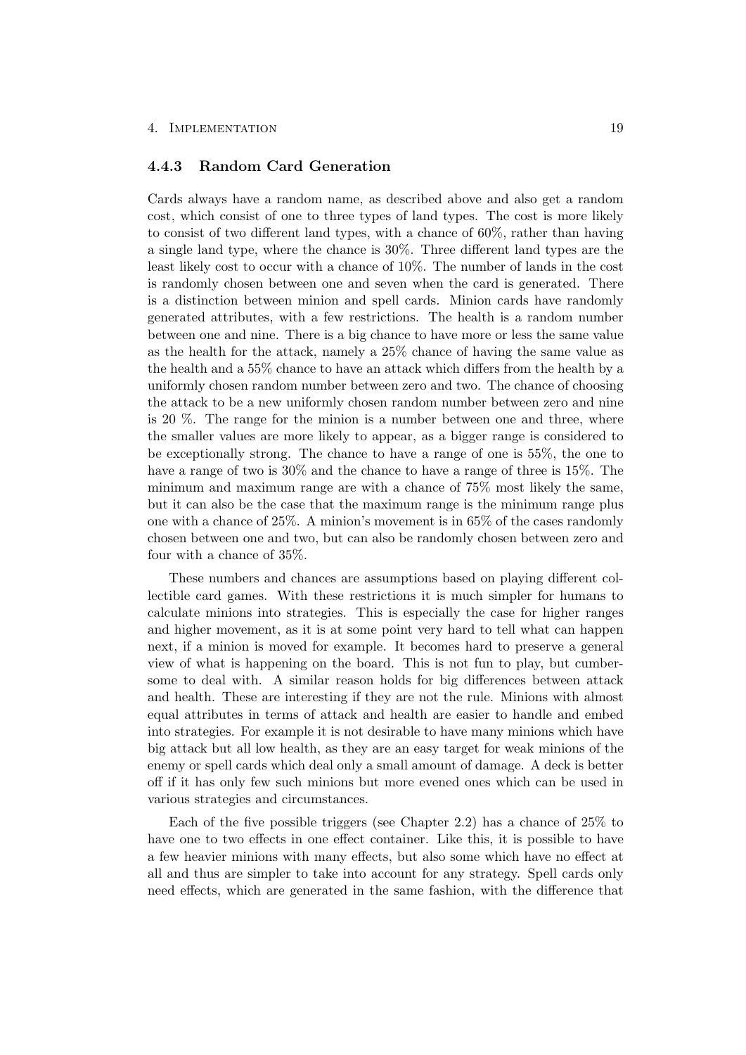### 4.4.3 Random Card Generation

Cards always have a random name, as described above and also get a random cost, which consist of one to three types of land types. The cost is more likely to consist of two different land types, with a chance of 60%, rather than having a single land type, where the chance is 30%. Three different land types are the least likely cost to occur with a chance of 10%. The number of lands in the cost is randomly chosen between one and seven when the card is generated. There is a distinction between minion and spell cards. Minion cards have randomly generated attributes, with a few restrictions. The health is a random number between one and nine. There is a big chance to have more or less the same value as the health for the attack, namely a 25% chance of having the same value as the health and a 55% chance to have an attack which differs from the health by a uniformly chosen random number between zero and two. The chance of choosing the attack to be a new uniformly chosen random number between zero and nine is 20 %. The range for the minion is a number between one and three, where the smaller values are more likely to appear, as a bigger range is considered to be exceptionally strong. The chance to have a range of one is 55%, the one to have a range of two is 30% and the chance to have a range of three is 15%. The minimum and maximum range are with a chance of 75% most likely the same, but it can also be the case that the maximum range is the minimum range plus one with a chance of 25%. A minion's movement is in 65% of the cases randomly chosen between one and two, but can also be randomly chosen between zero and four with a chance of 35%.

These numbers and chances are assumptions based on playing different collectible card games. With these restrictions it is much simpler for humans to calculate minions into strategies. This is especially the case for higher ranges and higher movement, as it is at some point very hard to tell what can happen next, if a minion is moved for example. It becomes hard to preserve a general view of what is happening on the board. This is not fun to play, but cumbersome to deal with. A similar reason holds for big differences between attack and health. These are interesting if they are not the rule. Minions with almost equal attributes in terms of attack and health are easier to handle and embed into strategies. For example it is not desirable to have many minions which have big attack but all low health, as they are an easy target for weak minions of the enemy or spell cards which deal only a small amount of damage. A deck is better off if it has only few such minions but more evened ones which can be used in various strategies and circumstances.

Each of the five possible triggers (see Chapter 2.2) has a chance of 25% to have one to two effects in one effect container. Like this, it is possible to have a few heavier minions with many effects, but also some which have no effect at all and thus are simpler to take into account for any strategy. Spell cards only need effects, which are generated in the same fashion, with the difference that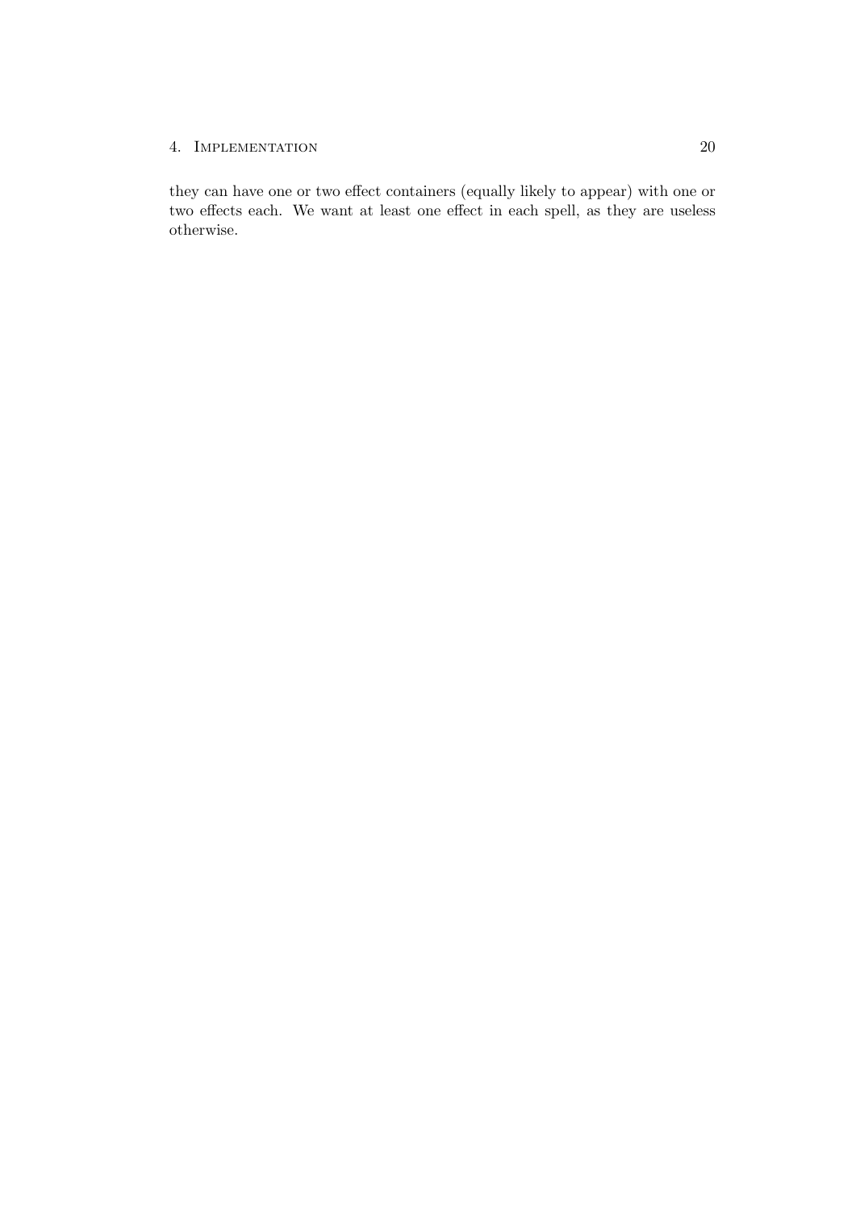they can have one or two effect containers (equally likely to appear) with one or two effects each. We want at least one effect in each spell, as they are useless otherwise.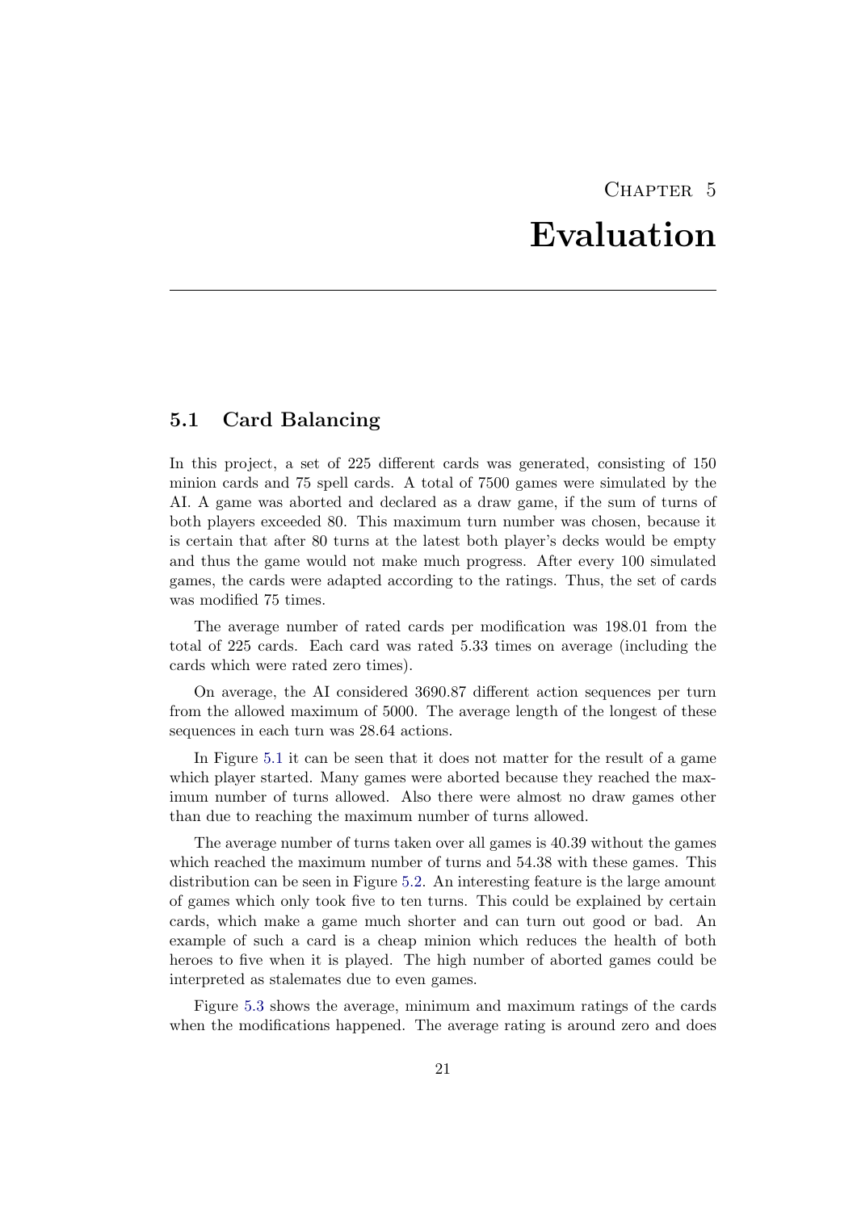# Chapter 5

# Evaluation

## 5.1 Card Balancing

In this project, a set of 225 different cards was generated, consisting of 150 minion cards and 75 spell cards. A total of 7500 games were simulated by the AI. A game was aborted and declared as a draw game, if the sum of turns of both players exceeded 80. This maximum turn number was chosen, because it is certain that after 80 turns at the latest both player's decks would be empty and thus the game would not make much progress. After every 100 simulated games, the cards were adapted according to the ratings. Thus, the set of cards was modified 75 times.

The average number of rated cards per modification was 198.01 from the total of 225 cards. Each card was rated 5.33 times on average (including the cards which were rated zero times).

On average, the AI considered 3690.87 different action sequences per turn from the allowed maximum of 5000. The average length of the longest of these sequences in each turn was 28.64 actions.

In Figure 5.1 it can be seen that it does not matter for the result of a game which player started. Many games were aborted because they reached the maximum number of turns allowed. Also there were almost no draw games other than due to reaching the maximum number of turns allowed.

The average number of turns taken over all games is 40.39 without the games which reached the maximum number of turns and 54.38 with these games. This distribution can be seen in Figure 5.2. An interesting feature is the large amount of games which only took five to ten turns. This could be explained by certain cards, which make a game much shorter and can turn out good or bad. An example of such a card is a cheap minion which reduces the health of both heroes to five when it is played. The high number of aborted games could be interpreted as stalemates due to even games.

Figure 5.3 shows the average, minimum and maximum ratings of the cards when the modifications happened. The average rating is around zero and does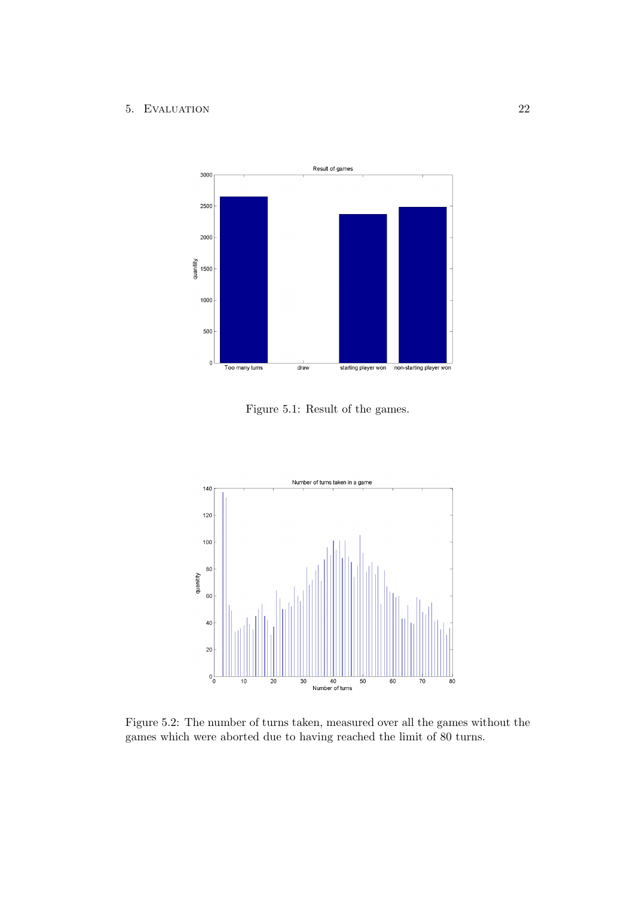Figure 5.1: Result of the games.

Figure 5.2: The number of turns taken, measured over all the games without the games which were aborted due to having reached the limit of 80 turns.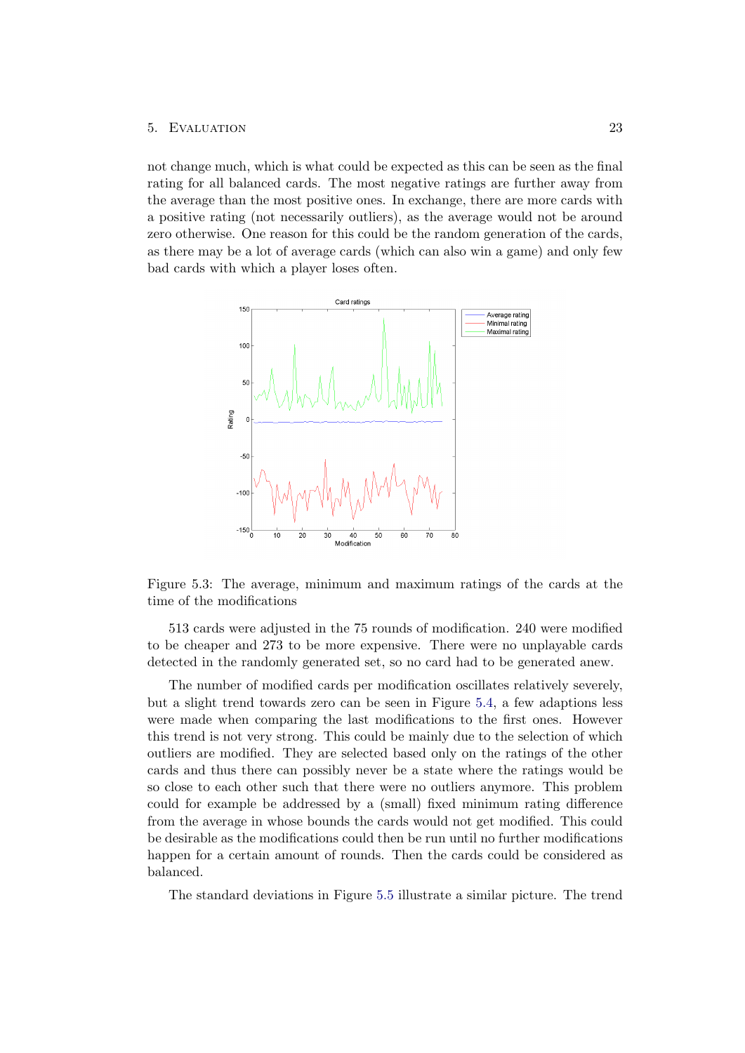not change much, which is what could be expected as this can be seen as the final rating for all balanced cards. The most negative ratings are further away from the average than the most positive ones. In exchange, there are more cards with a positive rating (not necessarily outliers), as the average would not be around zero otherwise. One reason for this could be the random generation of the cards, as there may be a lot of average cards (which can also win a game) and only few bad cards with which a player loses often.

Figure 5.3: The average, minimum and maximum ratings of the cards at the time of the modifications

513 cards were adjusted in the 75 rounds of modification. 240 were modified to be cheaper and 273 to be more expensive. There were no unplayable cards detected in the randomly generated set, so no card had to be generated anew.

The number of modified cards per modification oscillates relatively severely, but a slight trend towards zero can be seen in Figure 5.4, a few adaptions less were made when comparing the last modifications to the first ones. However this trend is not very strong. This could be mainly due to the selection of which outliers are modified. They are selected based only on the ratings of the other cards and thus there can possibly never be a state where the ratings would be so close to each other such that there were no outliers anymore. This problem could for example be addressed by a (small) fixed minimum rating difference from the average in whose bounds the cards would not get modified. This could be desirable as the modifications could then be run until no further modifications happen for a certain amount of rounds. Then the cards could be considered as balanced.

The standard deviations in Figure 5.5 illustrate a similar picture. The trend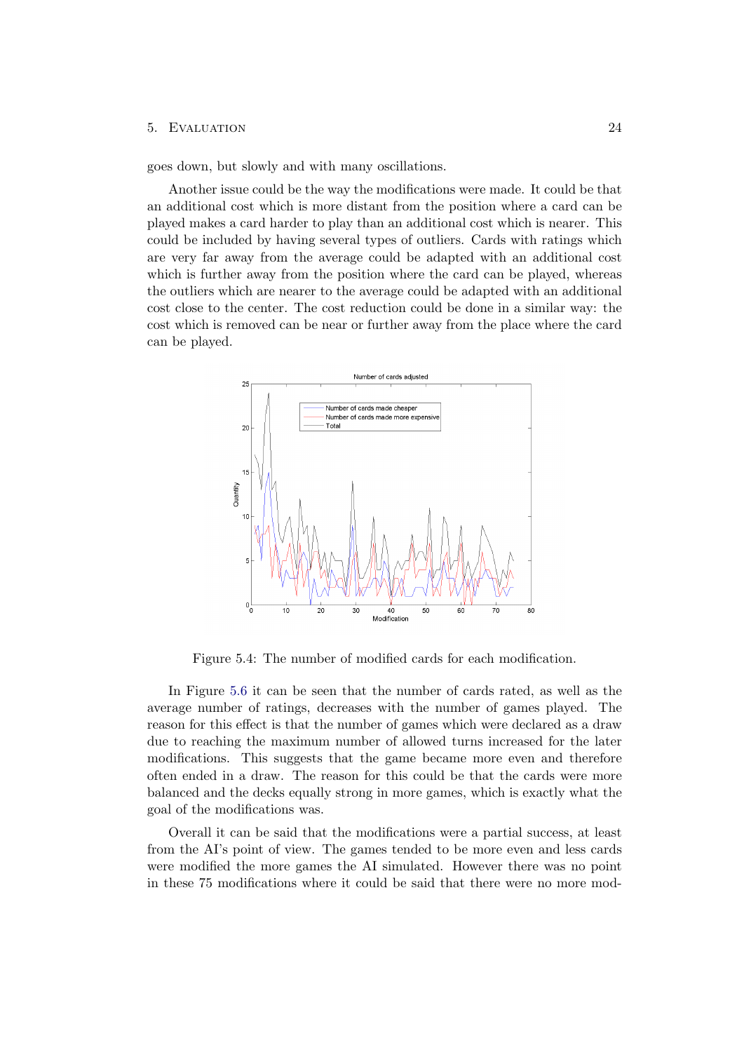goes down, but slowly and with many oscillations.

Another issue could be the way the modifications were made. It could be that an additional cost which is more distant from the position where a card can be played makes a card harder to play than an additional cost which is nearer. This could be included by having several types of outliers. Cards with ratings which are very far away from the average could be adapted with an additional cost which is further away from the position where the card can be played, whereas the outliers which are nearer to the average could be adapted with an additional cost close to the center. The cost reduction could be done in a similar way: the cost which is removed can be near or further away from the place where the card can be played.

Figure 5.4: The number of modified cards for each modification.

In Figure 5.6 it can be seen that the number of cards rated, as well as the average number of ratings, decreases with the number of games played. The reason for this effect is that the number of games which were declared as a draw due to reaching the maximum number of allowed turns increased for the later modifications. This suggests that the game became more even and therefore often ended in a draw. The reason for this could be that the cards were more balanced and the decks equally strong in more games, which is exactly what the goal of the modifications was.

Overall it can be said that the modifications were a partial success, at least from the AI's point of view. The games tended to be more even and less cards were modified the more games the AI simulated. However there was no point in these 75 modifications where it could be said that there were no more mod-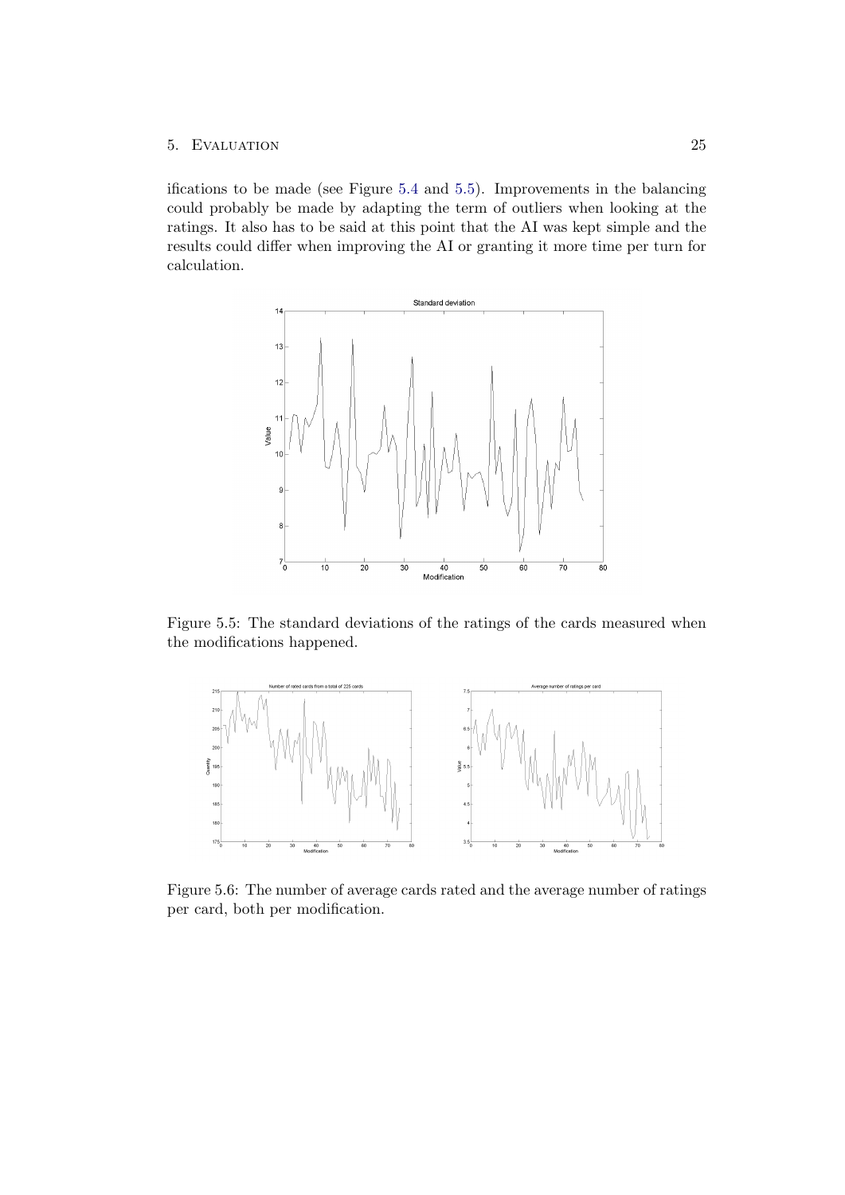ifications to be made (see Figure 5.4 and 5.5). Improvements in the balancing could probably be made by adapting the term of outliers when looking at the ratings. It also has to be said at this point that the AI was kept simple and the results could differ when improving the AI or granting it more time per turn for calculation.

Figure 5.5: The standard deviations of the ratings of the cards measured when the modifications happened.

Figure 5.6: The number of average cards rated and the average number of ratings per card, both per modification.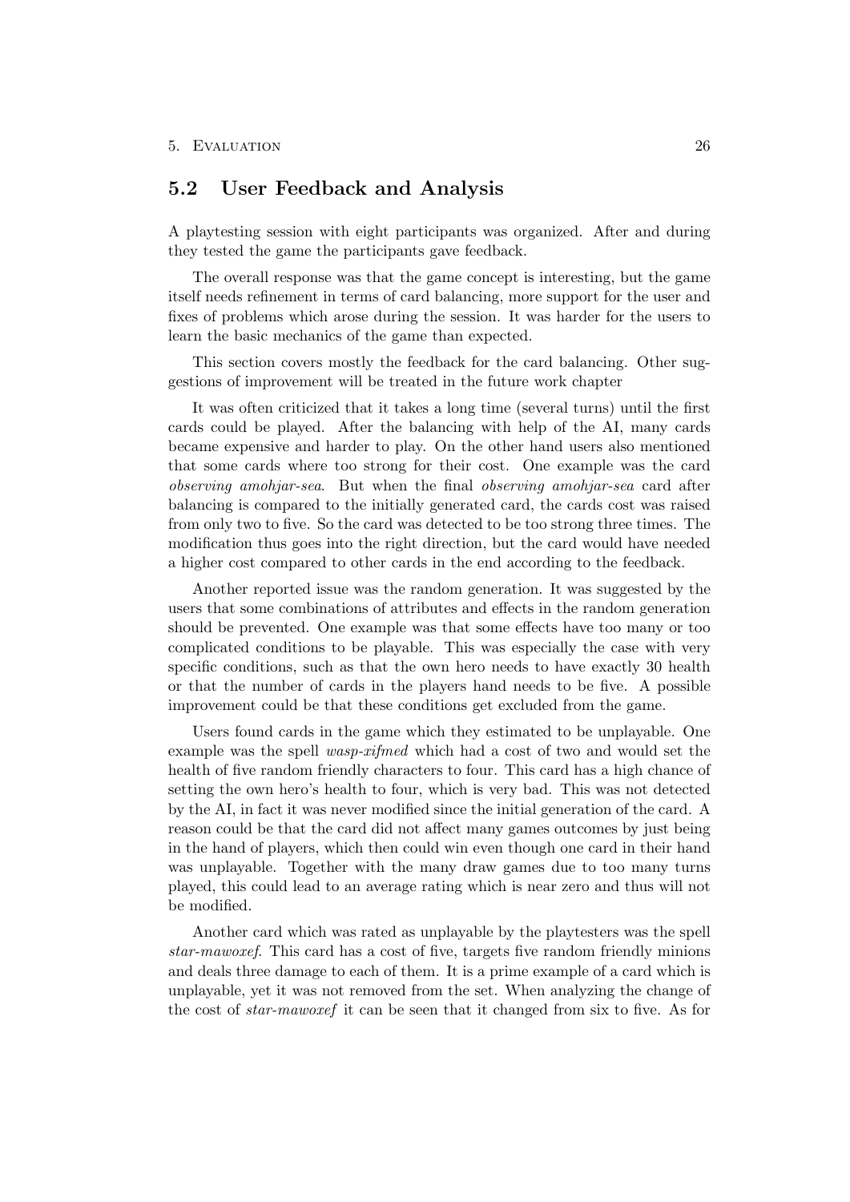## 5.2 User Feedback and Analysis

A playtesting session with eight participants was organized. After and during they tested the game the participants gave feedback.

The overall response was that the game concept is interesting, but the game itself needs refinement in terms of card balancing, more support for the user and fixes of problems which arose during the session. It was harder for the users to learn the basic mechanics of the game than expected.

This section covers mostly the feedback for the card balancing. Other suggestions of improvement will be treated in the future work chapter

It was often criticized that it takes a long time (several turns) until the first cards could be played. After the balancing with help of the AI, many cards became expensive and harder to play. On the other hand users also mentioned that some cards where too strong for their cost. One example was the card *observing amohjar-sea*. But when the final *observing amohjar-sea* card after balancing is compared to the initially generated card, the cards cost was raised from only two to five. So the card was detected to be too strong three times. The modification thus goes into the right direction, but the card would have needed a higher cost compared to other cards in the end according to the feedback.

Another reported issue was the random generation. It was suggested by the users that some combinations of attributes and effects in the random generation should be prevented. One example was that some effects have too many or too complicated conditions to be playable. This was especially the case with very specific conditions, such as that the own hero needs to have exactly 30 health or that the number of cards in the players hand needs to be five. A possible improvement could be that these conditions get excluded from the game.

Users found cards in the game which they estimated to be unplayable. One example was the spell *wasp-xifmed* which had a cost of two and would set the health of five random friendly characters to four. This card has a high chance of setting the own hero's health to four, which is very bad. This was not detected by the AI, in fact it was never modified since the initial generation of the card. A reason could be that the card did not affect many games outcomes by just being in the hand of players, which then could win even though one card in their hand was unplayable. Together with the many draw games due to too many turns played, this could lead to an average rating which is near zero and thus will not be modified.

Another card which was rated as unplayable by the playtesters was the spell *star-mawoxef*. This card has a cost of five, targets five random friendly minions and deals three damage to each of them. It is a prime example of a card which is unplayable, yet it was not removed from the set. When analyzing the change of the cost of *star-mawoxef* it can be seen that it changed from six to five. As for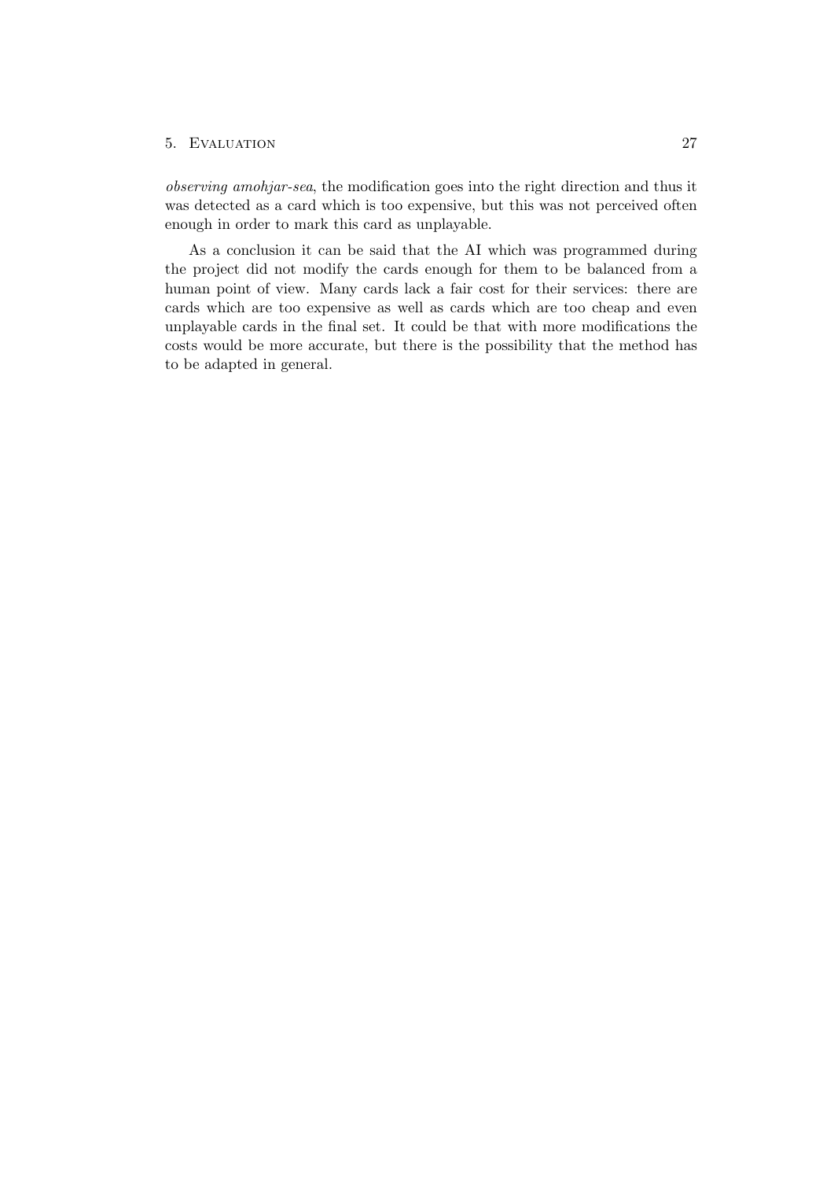*observing amohjar-sea*, the modification goes into the right direction and thus it was detected as a card which is too expensive, but this was not perceived often enough in order to mark this card as unplayable.

As a conclusion it can be said that the AI which was programmed during the project did not modify the cards enough for them to be balanced from a human point of view. Many cards lack a fair cost for their services: there are cards which are too expensive as well as cards which are too cheap and even unplayable cards in the final set. It could be that with more modifications the costs would be more accurate, but there is the possibility that the method has to be adapted in general.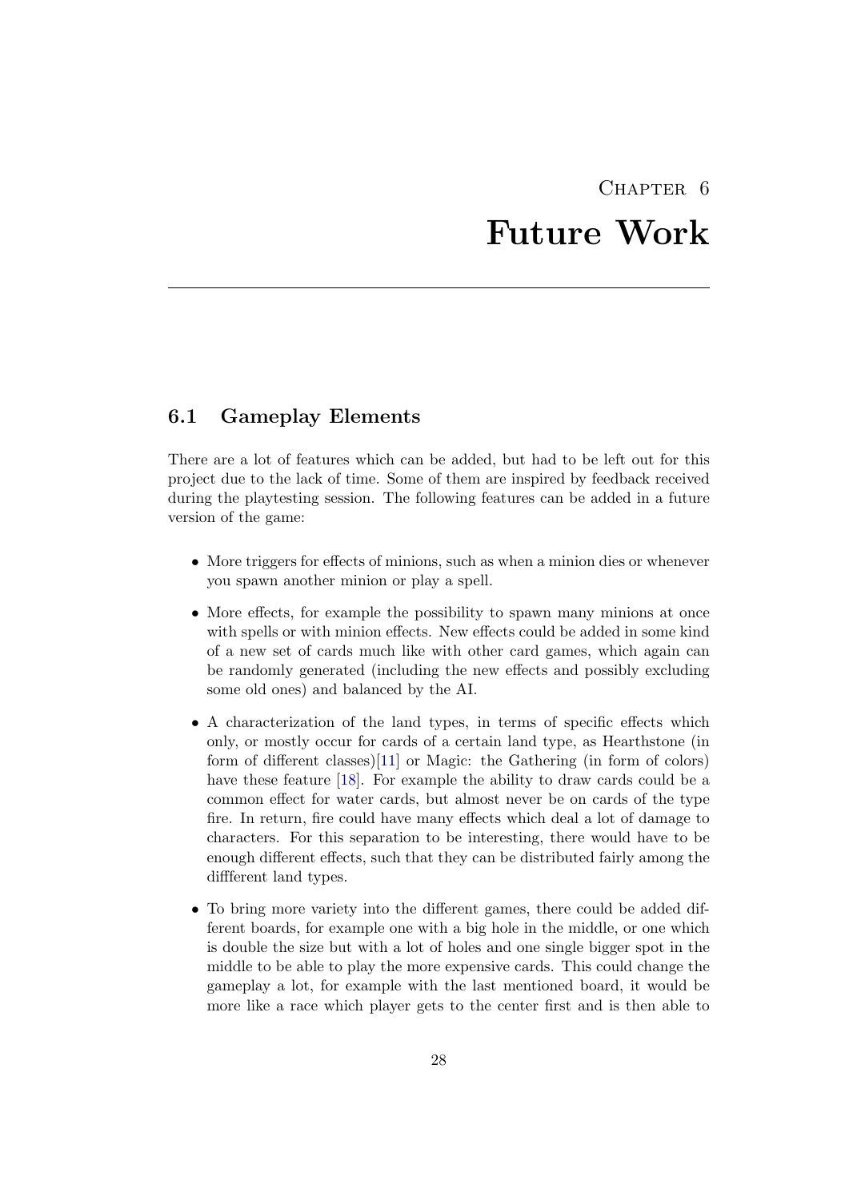# Chapter 6

# Future Work

## 6.1 Gameplay Elements

There are a lot of features which can be added, but had to be left out for this project due to the lack of time. Some of them are inspired by feedback received during the playtesting session. The following features can be added in a future version of the game:

- More triggers for effects of minions, such as when a minion dies or whenever you spawn another minion or play a spell.
- More effects, for example the possibility to spawn many minions at once with spells or with minion effects. New effects could be added in some kind of a new set of cards much like with other card games, which again can be randomly generated (including the new effects and possibly excluding some old ones) and balanced by the AI.
- A characterization of the land types, in terms of specific effects which only, or mostly occur for cards of a certain land type, as Hearthstone (in form of different classes)[11] or Magic: the Gathering (in form of colors) have these feature [18]. For example the ability to draw cards could be a common effect for water cards, but almost never be on cards of the type fire. In return, fire could have many effects which deal a lot of damage to characters. For this separation to be interesting, there would have to be enough different effects, such that they can be distributed fairly among the diffferent land types.
- To bring more variety into the different games, there could be added different boards, for example one with a big hole in the middle, or one which is double the size but with a lot of holes and one single bigger spot in the middle to be able to play the more expensive cards. This could change the gameplay a lot, for example with the last mentioned board, it would be more like a race which player gets to the center first and is then able to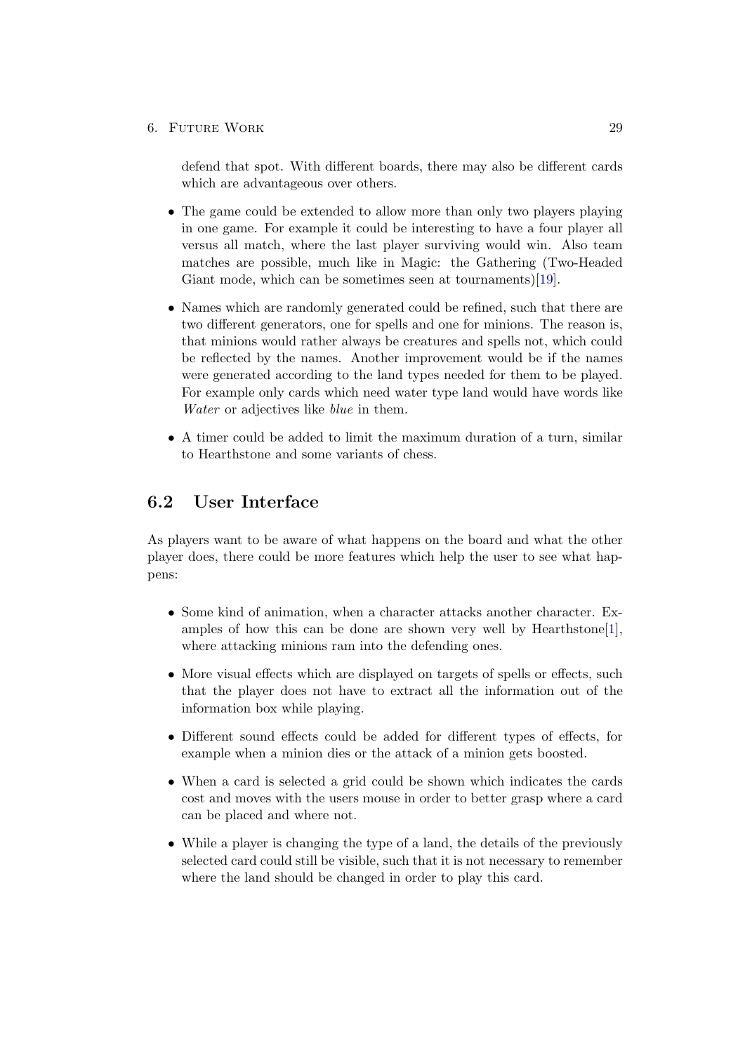defend that spot. With different boards, there may also be different cards which are advantageous over others.

- The game could be extended to allow more than only two players playing in one game. For example it could be interesting to have a four player all versus all match, where the last player surviving would win. Also team matches are possible, much like in Magic: the Gathering (Two-Headed Giant mode, which can be sometimes seen at tournaments)[19].
- Names which are randomly generated could be refined, such that there are two different generators, one for spells and one for minions. The reason is, that minions would rather always be creatures and spells not, which could be reflected by the names. Another improvement would be if the names were generated according to the land types needed for them to be played. For example only cards which need water type land would have words like *Water* or adjectives like *blue* in them.
- A timer could be added to limit the maximum duration of a turn, similar to Hearthstone and some variants of chess.

## 6.2 User Interface

As players want to be aware of what happens on the board and what the other player does, there could be more features which help the user to see what happens:

- Some kind of animation, when a character attacks another character. Examples of how this can be done are shown very well by Hearthstone[1], where attacking minions ram into the defending ones.
- More visual effects which are displayed on targets of spells or effects, such that the player does not have to extract all the information out of the information box while playing.
- Different sound effects could be added for different types of effects, for example when a minion dies or the attack of a minion gets boosted.
- When a card is selected a grid could be shown which indicates the cards cost and moves with the users mouse in order to better grasp where a card can be placed and where not.
- While a player is changing the type of a land, the details of the previously selected card could still be visible, such that it is not necessary to remember where the land should be changed in order to play this card.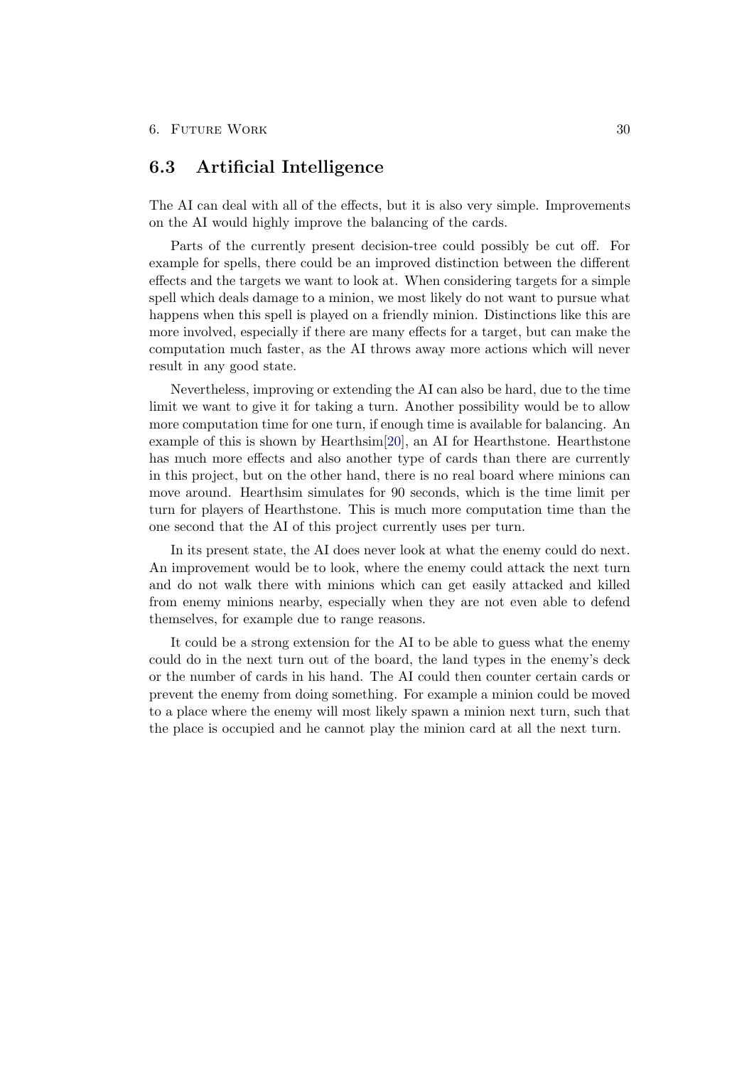## 6.3 Artificial Intelligence

The AI can deal with all of the effects, but it is also very simple. Improvements on the AI would highly improve the balancing of the cards.

Parts of the currently present decision-tree could possibly be cut off. For example for spells, there could be an improved distinction between the different effects and the targets we want to look at. When considering targets for a simple spell which deals damage to a minion, we most likely do not want to pursue what happens when this spell is played on a friendly minion. Distinctions like this are more involved, especially if there are many effects for a target, but can make the computation much faster, as the AI throws away more actions which will never result in any good state.

Nevertheless, improving or extending the AI can also be hard, due to the time limit we want to give it for taking a turn. Another possibility would be to allow more computation time for one turn, if enough time is available for balancing. An example of this is shown by Hearthsim[20], an AI for Hearthstone. Hearthstone has much more effects and also another type of cards than there are currently in this project, but on the other hand, there is no real board where minions can move around. Hearthsim simulates for 90 seconds, which is the time limit per turn for players of Hearthstone. This is much more computation time than the one second that the AI of this project currently uses per turn.

In its present state, the AI does never look at what the enemy could do next. An improvement would be to look, where the enemy could attack the next turn and do not walk there with minions which can get easily attacked and killed from enemy minions nearby, especially when they are not even able to defend themselves, for example due to range reasons.

It could be a strong extension for the AI to be able to guess what the enemy could do in the next turn out of the board, the land types in the enemy's deck or the number of cards in his hand. The AI could then counter certain cards or prevent the enemy from doing something. For example a minion could be moved to a place where the enemy will most likely spawn a minion next turn, such that the place is occupied and he cannot play the minion card at all the next turn.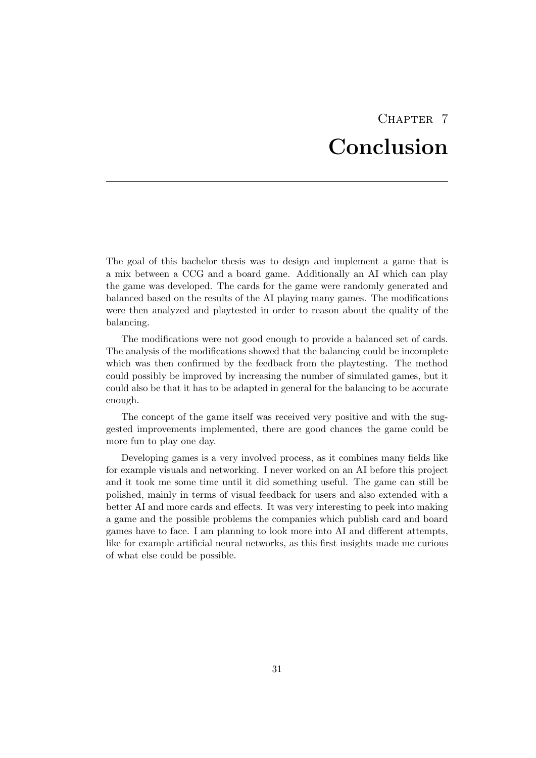# Chapter 7
# Conclusion

The goal of this bachelor thesis was to design and implement a game that is a mix between a CCG and a board game. Additionally an AI which can play the game was developed. The cards for the game were randomly generated and balanced based on the results of the AI playing many games. The modifications were then analyzed and playtested in order to reason about the quality of the balancing.

The modifications were not good enough to provide a balanced set of cards. The analysis of the modifications showed that the balancing could be incomplete which was then confirmed by the feedback from the playtesting. The method could possibly be improved by increasing the number of simulated games, but it could also be that it has to be adapted in general for the balancing to be accurate enough.

The concept of the game itself was received very positive and with the suggested improvements implemented, there are good chances the game could be more fun to play one day.

Developing games is a very involved process, as it combines many fields like for example visuals and networking. I never worked on an AI before this project and it took me some time until it did something useful. The game can still be polished, mainly in terms of visual feedback for users and also extended with a better AI and more cards and effects. It was very interesting to peek into making a game and the possible problems the companies which publish card and board games have to face. I am planning to look more into AI and different attempts, like for example artificial neural networks, as this first insights made me curious of what else could be possible.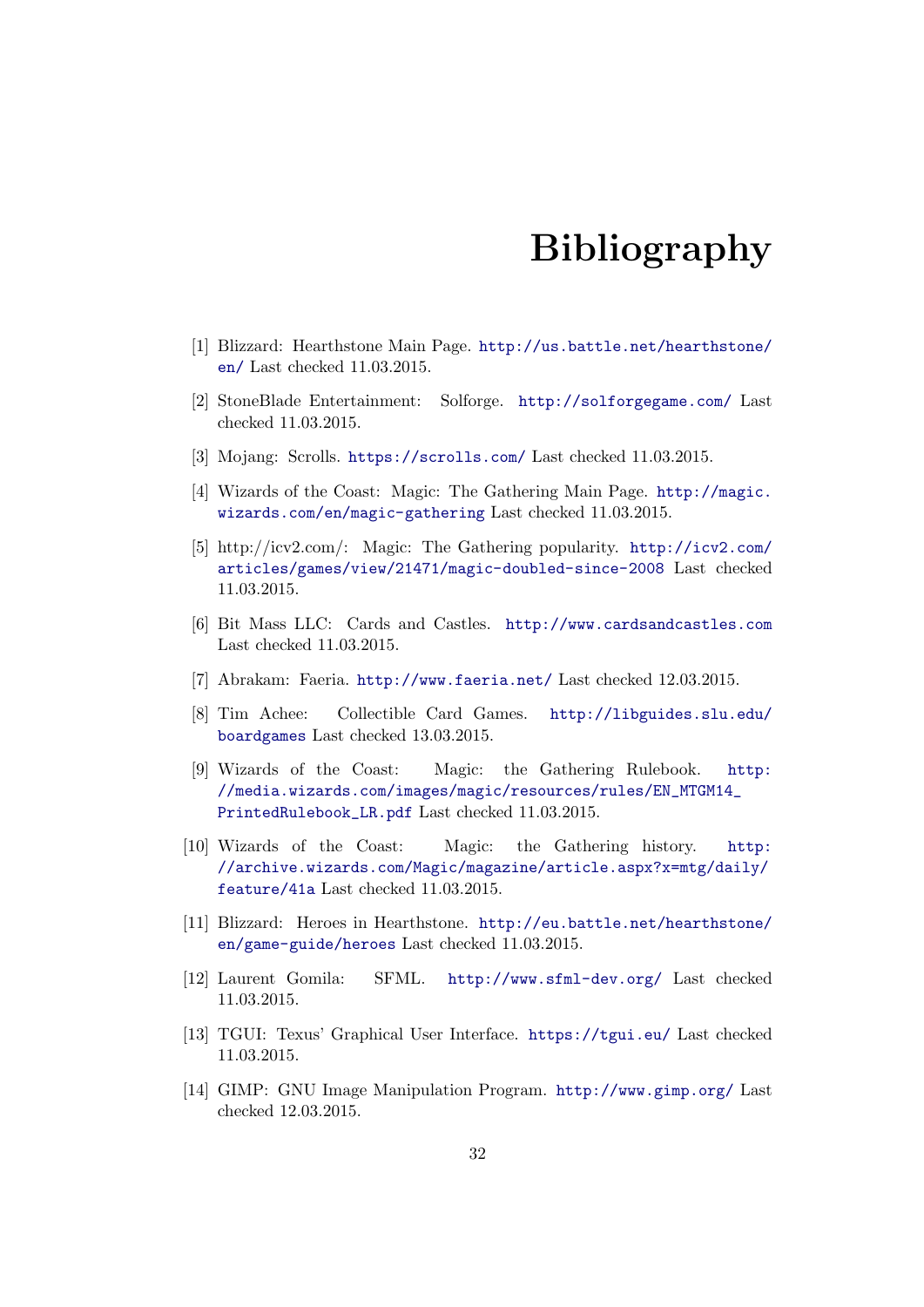# Bibliography

[1] Blizzard: Hearthstone Main Page. http://us.battle.net/hearthstone/en/ Last checked 11.03.2015.

[2] StoneBlade Entertainment: Solforge. http://solforgegame.com/ Last checked 11.03.2015.

[3] Mojang: Scrolls. https://scrolls.com/ Last checked 11.03.2015.

[4] Wizards of the Coast: Magic: The Gathering Main Page. http://magic.wizards.com/en/magic-gathering Last checked 11.03.2015.

[5] http://icv2.com/: Magic: The Gathering popularity. http://icv2.com/articles/games/view/21471/magic-doubled-since-2008 Last checked 11.03.2015.

[6] Bit Mass LLC: Cards and Castles. http://www.cardsandcastles.com Last checked 11.03.2015.

[7] Abrakam: Faeria. http://www.faeria.net/ Last checked 12.03.2015.

[8] Tim Achee: Collectible Card Games. http://libguides.slu.edu/boardgames Last checked 13.03.2015.

[9] Wizards of the Coast: Magic: the Gathering Rulebook. http://media.wizards.com/images/magic/resources/rules/EN_MTGM14_PrintedRulebook_LR.pdf Last checked 11.03.2015.

[10] Wizards of the Coast: Magic: the Gathering history. http://archive.wizards.com/Magic/magazine/article.aspx?x=mtg/daily/feature/41a Last checked 11.03.2015.

[11] Blizzard: Heroes in Hearthstone. http://eu.battle.net/hearthstone/en/game-guide/heroes Last checked 11.03.2015.

[12] Laurent Gomila: SFML. http://www.sfml-dev.org/ Last checked 11.03.2015.

[13] TGUI: Texus' Graphical User Interface. https://tgui.eu/ Last checked 11.03.2015.

[14] GIMP: GNU Image Manipulation Program. http://www.gimp.org/ Last checked 12.03.2015.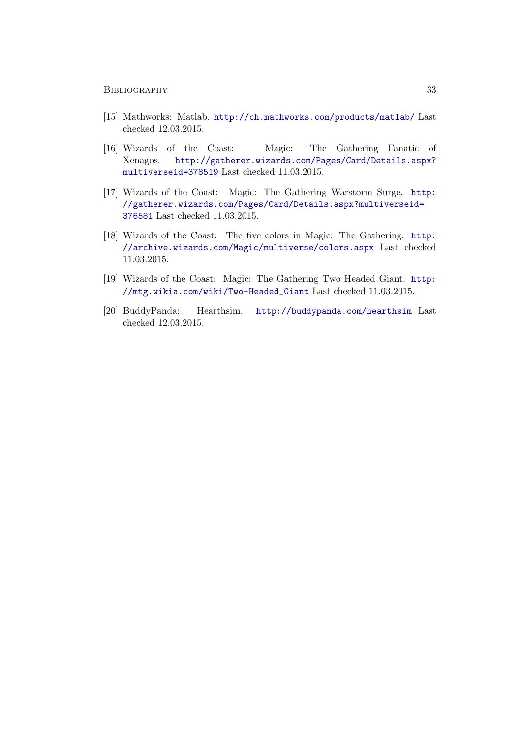[15] Mathworks: Matlab. http://ch.mathworks.com/products/matlab/ Last checked 12.03.2015.

[16] Wizards of the Coast: Magic: The Gathering Fanatic of Xenagos. http://gatherer.wizards.com/Pages/Card/Details.aspx?multiverseid=378519 Last checked 11.03.2015.

[17] Wizards of the Coast: Magic: The Gathering Warstorm Surge. http://gatherer.wizards.com/Pages/Card/Details.aspx?multiverseid=376581 Last checked 11.03.2015.

[18] Wizards of the Coast: The five colors in Magic: The Gathering. http://archive.wizards.com/Magic/multiverse/colors.aspx Last checked 11.03.2015.

[19] Wizards of the Coast: Magic: The Gathering Two Headed Giant. http://mtg.wikia.com/wiki/Two-Headed_Giant Last checked 11.03.2015.

[20] BuddyPanda: Hearthsim. http://buddypanda.com/hearthsim Last checked 12.03.2015.